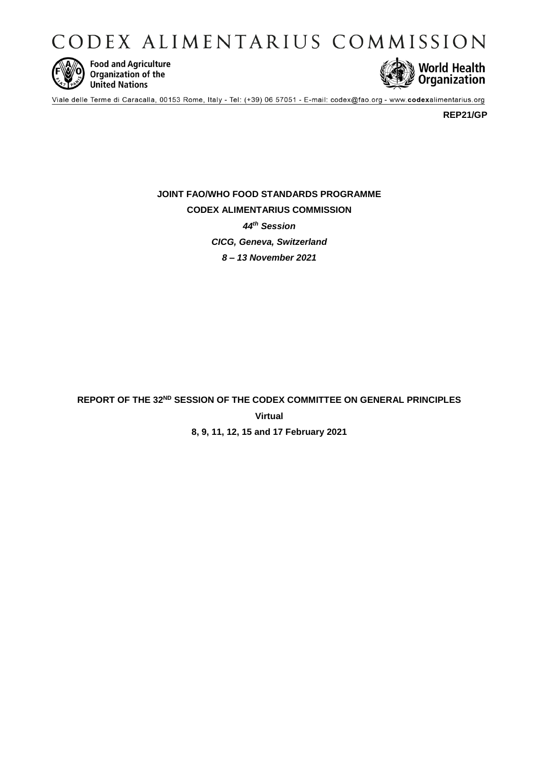# CODEX ALIMENTARIUS COMMISSION

Food and Agriculture Organization of the United Nations

World Health Organization

Viale delle Terme di Caracalla, 00153 Rome, Italy - Tel: (+39) 06 57051 - E-mail: codex@fao.org - www.codexalimentarius.org

**REP21/GP**

**JOINT FAO/WHO FOOD STANDARDS PROGRAMME**

**CODEX ALIMENTARIUS COMMISSION**

***44th Session***

***CICG, Geneva, Switzerland***

***8 – 13 November 2021***

**REPORT OF THE 32ND SESSION OF THE CODEX COMMITTEE ON GENERAL PRINCIPLES**

**Virtual**

**8, 9, 11, 12, 15 and 17 February 2021**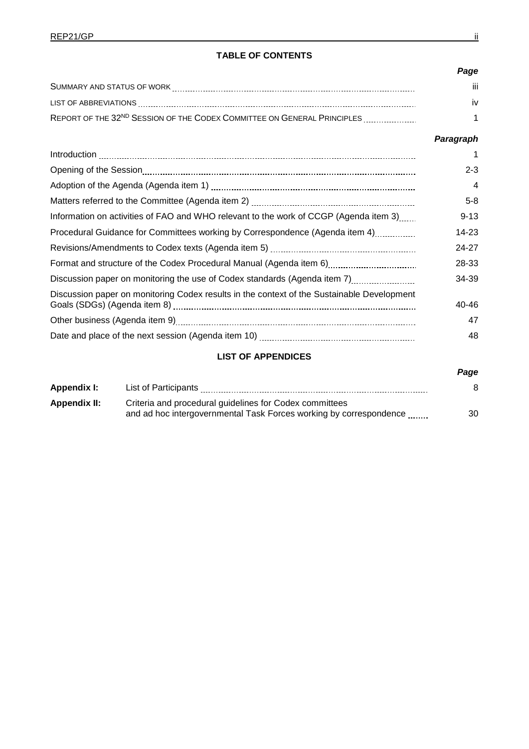## TABLE OF CONTENTS

| | *Page* |
|---|---|
| SUMMARY AND STATUS OF WORK | iii |
| LIST OF ABBREVIATIONS | iv |
| REPORT OF THE 32ND SESSION OF THE CODEX COMMITTEE ON GENERAL PRINCIPLES | 1 |

| | *Paragraph* |
|---|---|
| Introduction | 1 |
| Opening of the Session | 2-3 |
| Adoption of the Agenda (Agenda item 1) | 4 |
| Matters referred to the Committee (Agenda item 2) | 5-8 |
| Information on activities of FAO and WHO relevant to the work of CCGP (Agenda item 3) | 9-13 |
| Procedural Guidance for Committees working by Correspondence (Agenda item 4) | 14-23 |
| Revisions/Amendments to Codex texts (Agenda item 5) | 24-27 |
| Format and structure of the Codex Procedural Manual (Agenda item 6) | 28-33 |
| Discussion paper on monitoring the use of Codex standards (Agenda item 7) | 34-39 |
| Discussion paper on monitoring Codex results in the context of the Sustainable Development Goals (SDGs) (Agenda item 8) | 40-46 |
| Other business (Agenda item 9) | 47 |
| Date and place of the next session (Agenda item 10) | 48 |

## LIST OF APPENDICES

| | | *Page* |
|---|---|---|
| **Appendix I:** | List of Participants | 8 |
| **Appendix II:** | Criteria and procedural guidelines for Codex committees and ad hoc intergovernmental Task Forces working by correspondence | 30 |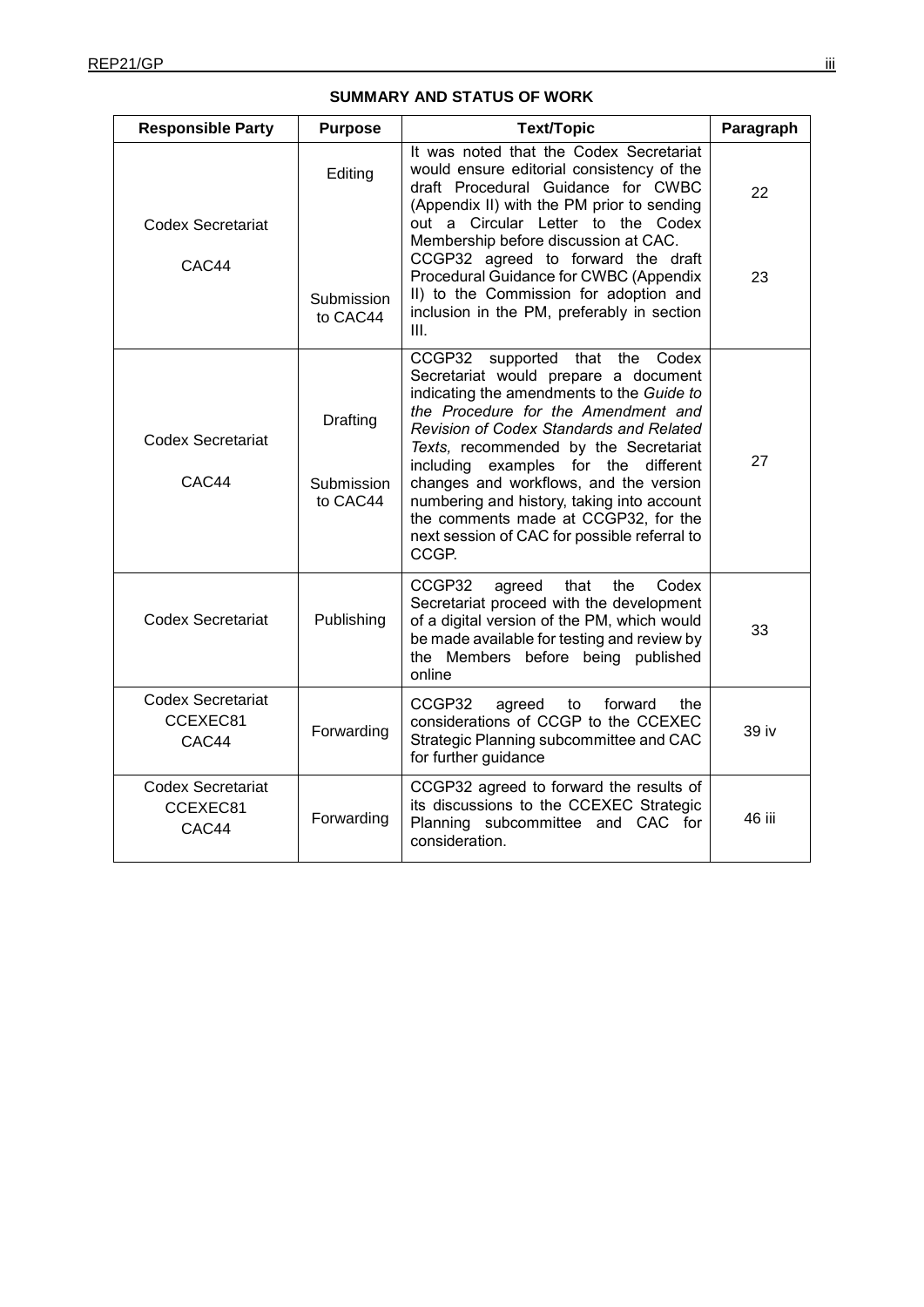## SUMMARY AND STATUS OF WORK

| Responsible Party | Purpose | Text/Topic | Paragraph |
|---|---|---|---|
| Codex Secretariat<br><br>CAC44 | Editing | It was noted that the Codex Secretariat would ensure editorial consistency of the draft Procedural Guidance for CWBC (Appendix II) with the PM prior to sending out a Circular Letter to the Codex Membership before discussion at CAC. | 22 |
| | Submission to CAC44 | CCGP32 agreed to forward the draft Procedural Guidance for CWBC (Appendix II) to the Commission for adoption and inclusion in the PM, preferably in section III. | 23 |
| Codex Secretariat<br><br>CAC44 | Drafting<br><br>Submission to CAC44 | CCGP32 supported that the Codex Secretariat would prepare a document indicating the amendments to the *Guide to the Procedure for the Amendment and Revision of Codex Standards and Related Texts*, recommended by the Secretariat including examples for the different changes and workflows, and the version numbering and history, taking into account the comments made at CCGP32, for the next session of CAC for possible referral to CCGP. | 27 |
| Codex Secretariat | Publishing | CCGP32 agreed that the Codex Secretariat proceed with the development of a digital version of the PM, which would be made available for testing and review by the Members before being published online | 33 |
| Codex Secretariat<br>CCEXEC81<br>CAC44 | Forwarding | CCGP32 agreed to forward the considerations of CCGP to the CCEXEC Strategic Planning subcommittee and CAC for further guidance | 39 iv |
| Codex Secretariat<br>CCEXEC81<br>CAC44 | Forwarding | CCGP32 agreed to forward the results of its discussions to the CCEXEC Strategic Planning subcommittee and CAC for consideration. | 46 iii |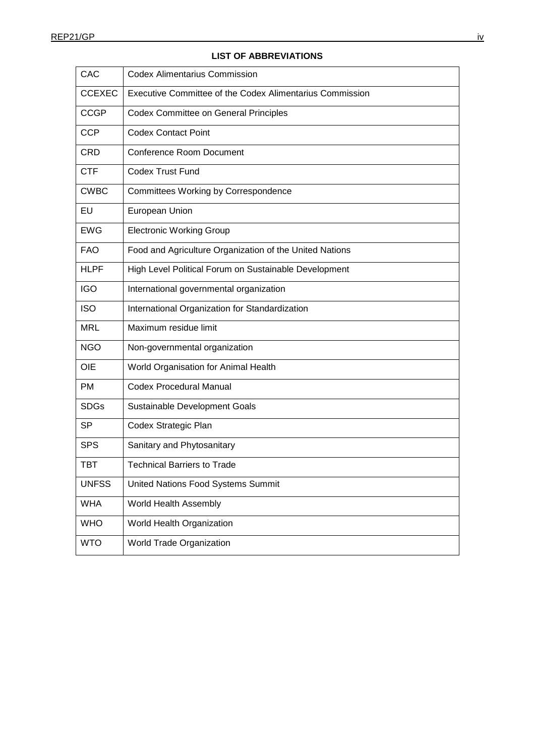**LIST OF ABBREVIATIONS**

| | |
|---|---|
| CAC | Codex Alimentarius Commission |
| CCEXEC | Executive Committee of the Codex Alimentarius Commission |
| CCGP | Codex Committee on General Principles |
| CCP | Codex Contact Point |
| CRD | Conference Room Document |
| CTF | Codex Trust Fund |
| CWBC | Committees Working by Correspondence |
| EU | European Union |
| EWG | Electronic Working Group |
| FAO | Food and Agriculture Organization of the United Nations |
| HLPF | High Level Political Forum on Sustainable Development |
| IGO | International governmental organization |
| ISO | International Organization for Standardization |
| MRL | Maximum residue limit |
| NGO | Non-governmental organization |
| OIE | World Organisation for Animal Health |
| PM | Codex Procedural Manual |
| SDGs | Sustainable Development Goals |
| SP | Codex Strategic Plan |
| SPS | Sanitary and Phytosanitary |
| TBT | Technical Barriers to Trade |
| UNFSS | United Nations Food Systems Summit |
| WHA | World Health Assembly |
| WHO | World Health Organization |
| WTO | World Trade Organization |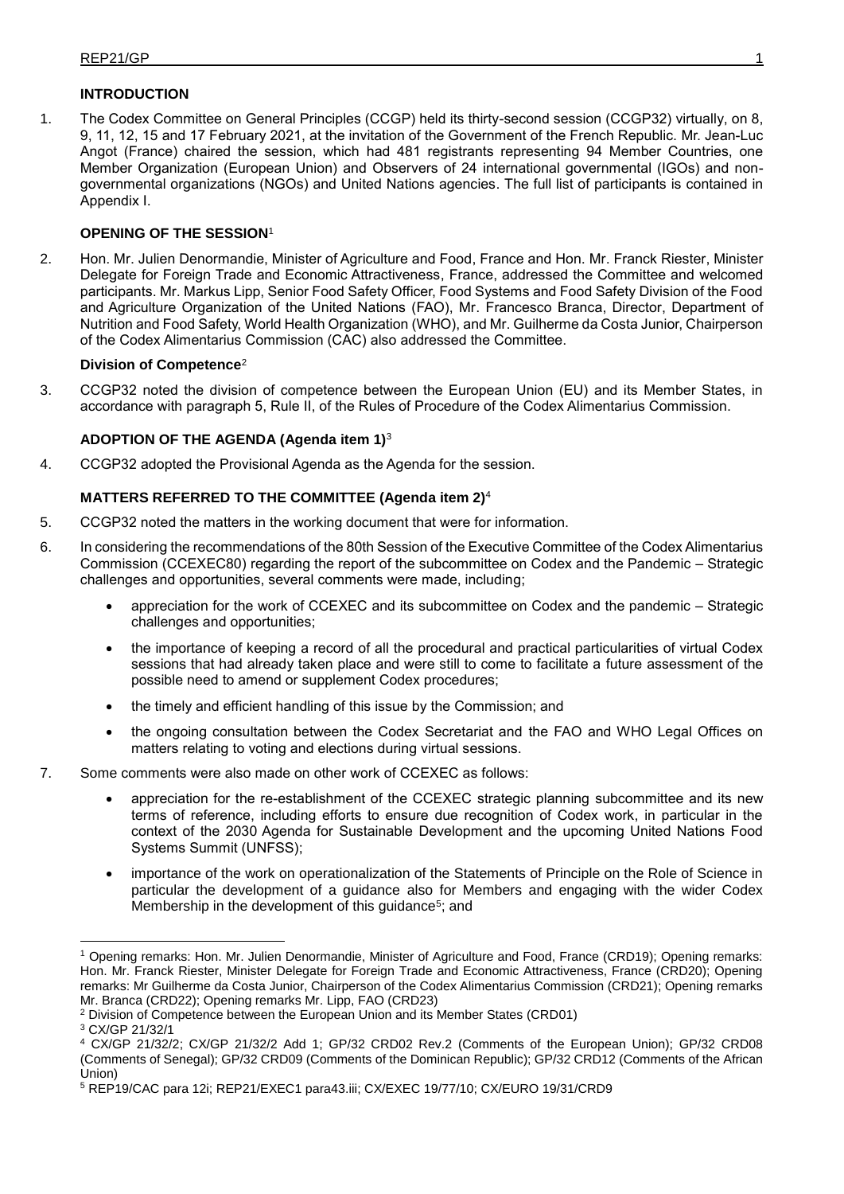## INTRODUCTION

1. The Codex Committee on General Principles (CCGP) held its thirty-second session (CCGP32) virtually, on 8, 9, 11, 12, 15 and 17 February 2021, at the invitation of the Government of the French Republic. Mr. Jean-Luc Angot (France) chaired the session, which had 481 registrants representing 94 Member Countries, one Member Organization (European Union) and Observers of 24 international governmental (IGOs) and non-governmental organizations (NGOs) and United Nations agencies. The full list of participants is contained in Appendix I.

## OPENING OF THE SESSION[1]

2. Hon. Mr. Julien Denormandie, Minister of Agriculture and Food, France and Hon. Mr. Franck Riester, Minister Delegate for Foreign Trade and Economic Attractiveness, France, addressed the Committee and welcomed participants. Mr. Markus Lipp, Senior Food Safety Officer, Food Systems and Food Safety Division of the Food and Agriculture Organization of the United Nations (FAO), Mr. Francesco Branca, Director, Department of Nutrition and Food Safety, World Health Organization (WHO), and Mr. Guilherme da Costa Junior, Chairperson of the Codex Alimentarius Commission (CAC) also addressed the Committee.

### Division of Competence[2]

3. CCGP32 noted the division of competence between the European Union (EU) and its Member States, in accordance with paragraph 5, Rule II, of the Rules of Procedure of the Codex Alimentarius Commission.

## ADOPTION OF THE AGENDA (Agenda item 1)[3]

4. CCGP32 adopted the Provisional Agenda as the Agenda for the session.

## MATTERS REFERRED TO THE COMMITTEE (Agenda item 2)[4]

5. CCGP32 noted the matters in the working document that were for information.

6. In considering the recommendations of the 80th Session of the Executive Committee of the Codex Alimentarius Commission (CCEXEC80) regarding the report of the subcommittee on Codex and the Pandemic – Strategic challenges and opportunities, several comments were made, including;
   - appreciation for the work of CCEXEC and its subcommittee on Codex and the pandemic – Strategic challenges and opportunities;
   - the importance of keeping a record of all the procedural and practical particularities of virtual Codex sessions that had already taken place and were still to come to facilitate a future assessment of the possible need to amend or supplement Codex procedures;
   - the timely and efficient handling of this issue by the Commission; and
   - the ongoing consultation between the Codex Secretariat and the FAO and WHO Legal Offices on matters relating to voting and elections during virtual sessions.

7. Some comments were also made on other work of CCEXEC as follows:
   - appreciation for the re-establishment of the CCEXEC strategic planning subcommittee and its new terms of reference, including efforts to ensure due recognition of Codex work, in particular in the context of the 2030 Agenda for Sustainable Development and the upcoming United Nations Food Systems Summit (UNFSS);
   - importance of the work on operationalization of the Statements of Principle on the Role of Science in particular the development of a guidance also for Members and engaging with the wider Codex Membership in the development of this guidance[5]; and

---

[1] Opening remarks: Hon. Mr. Julien Denormandie, Minister of Agriculture and Food, France (CRD19); Opening remarks: Hon. Mr. Franck Riester, Minister Delegate for Foreign Trade and Economic Attractiveness, France (CRD20); Opening remarks: Mr Guilherme da Costa Junior, Chairperson of the Codex Alimentarius Commission (CRD21); Opening remarks Mr. Branca (CRD22); Opening remarks Mr. Lipp, FAO (CRD23)

[2] Division of Competence between the European Union and its Member States (CRD01)

[3] CX/GP 21/32/1

[4] CX/GP 21/32/2; CX/GP 21/32/2 Add 1; GP/32 CRD02 Rev.2 (Comments of the European Union); GP/32 CRD08 (Comments of Senegal); GP/32 CRD09 (Comments of the Dominican Republic); GP/32 CRD12 (Comments of the African Union)

[5] REP19/CAC para 12i; REP21/EXEC1 para43.iii; CX/EXEC 19/77/10; CX/EURO 19/31/CRD9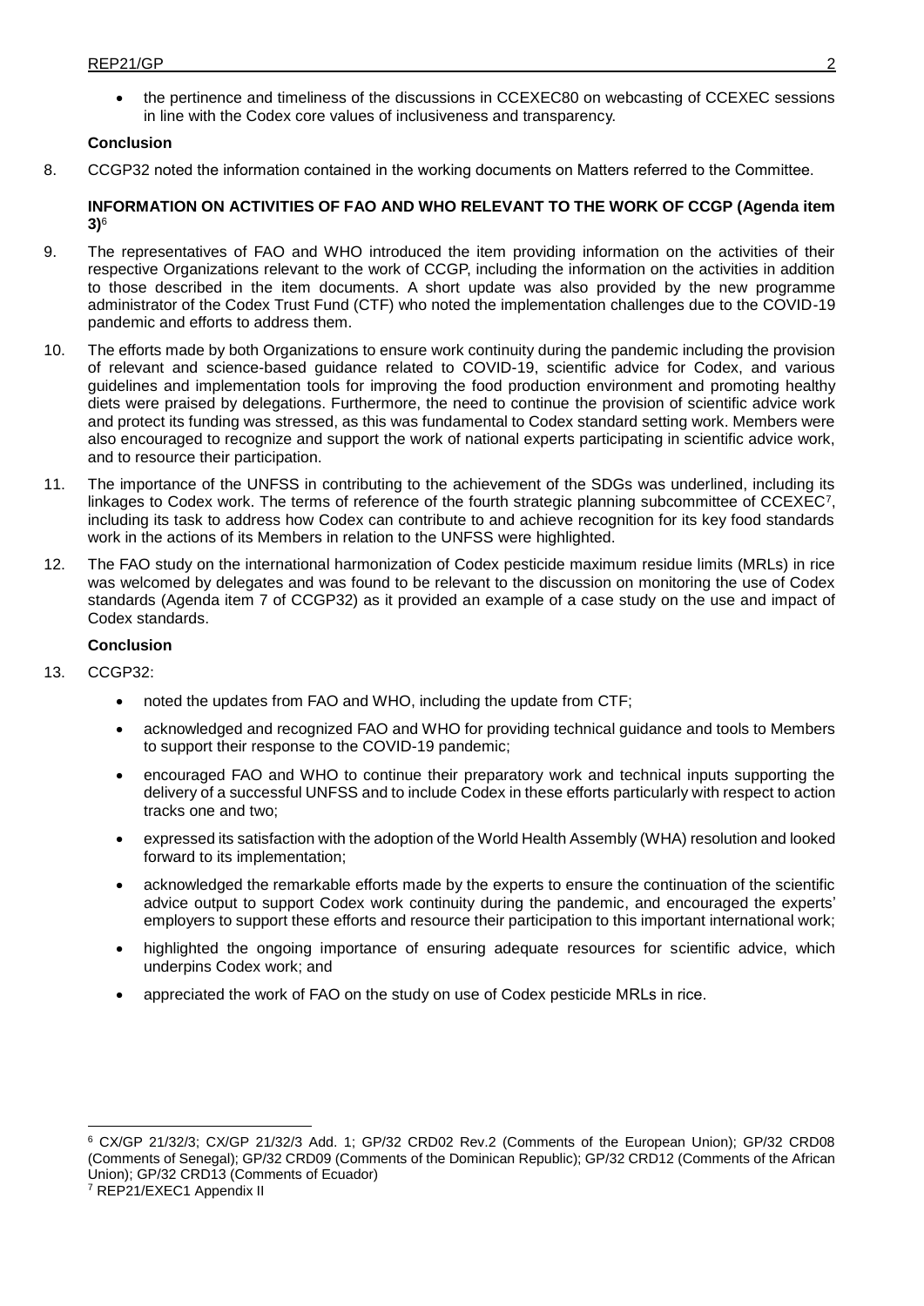- the pertinence and timeliness of the discussions in CCEXEC80 on webcasting of CCEXEC sessions in line with the Codex core values of inclusiveness and transparency.

**Conclusion**

8. CCGP32 noted the information contained in the working documents on Matters referred to the Committee.

**INFORMATION ON ACTIVITIES OF FAO AND WHO RELEVANT TO THE WORK OF CCGP (Agenda item 3)**[6]

9. The representatives of FAO and WHO introduced the item providing information on the activities of their respective Organizations relevant to the work of CCGP, including the information on the activities in addition to those described in the item documents. A short update was also provided by the new programme administrator of the Codex Trust Fund (CTF) who noted the implementation challenges due to the COVID-19 pandemic and efforts to address them.

10. The efforts made by both Organizations to ensure work continuity during the pandemic including the provision of relevant and science-based guidance related to COVID-19, scientific advice for Codex, and various guidelines and implementation tools for improving the food production environment and promoting healthy diets were praised by delegations. Furthermore, the need to continue the provision of scientific advice work and protect its funding was stressed, as this was fundamental to Codex standard setting work. Members were also encouraged to recognize and support the work of national experts participating in scientific advice work, and to resource their participation.

11. The importance of the UNFSS in contributing to the achievement of the SDGs was underlined, including its linkages to Codex work. The terms of reference of the fourth strategic planning subcommittee of CCEXEC[7], including its task to address how Codex can contribute to and achieve recognition for its key food standards work in the actions of its Members in relation to the UNFSS were highlighted.

12. The FAO study on the international harmonization of Codex pesticide maximum residue limits (MRLs) in rice was welcomed by delegates and was found to be relevant to the discussion on monitoring the use of Codex standards (Agenda item 7 of CCGP32) as it provided an example of a case study on the use and impact of Codex standards.

**Conclusion**

13. CCGP32:

- noted the updates from FAO and WHO, including the update from CTF;
- acknowledged and recognized FAO and WHO for providing technical guidance and tools to Members to support their response to the COVID-19 pandemic;
- encouraged FAO and WHO to continue their preparatory work and technical inputs supporting the delivery of a successful UNFSS and to include Codex in these efforts particularly with respect to action tracks one and two;
- expressed its satisfaction with the adoption of the World Health Assembly (WHA) resolution and looked forward to its implementation;
- acknowledged the remarkable efforts made by the experts to ensure the continuation of the scientific advice output to support Codex work continuity during the pandemic, and encouraged the experts' employers to support these efforts and resource their participation to this important international work;
- highlighted the ongoing importance of ensuring adequate resources for scientific advice, which underpins Codex work; and
- appreciated the work of FAO on the study on use of Codex pesticide MRLs in rice.

---

[6] CX/GP 21/32/3; CX/GP 21/32/3 Add. 1; GP/32 CRD02 Rev.2 (Comments of the European Union); GP/32 CRD08 (Comments of Senegal); GP/32 CRD09 (Comments of the Dominican Republic); GP/32 CRD12 (Comments of the African Union); GP/32 CRD13 (Comments of Ecuador)

[7] REP21/EXEC1 Appendix II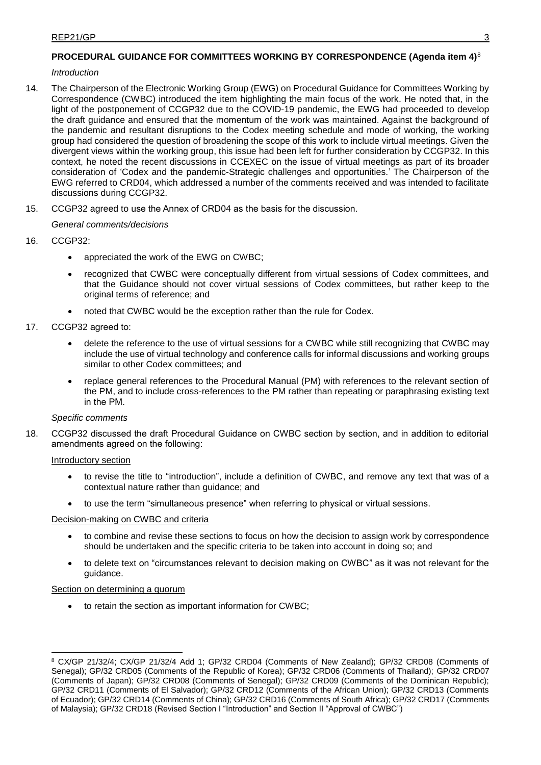## PROCEDURAL GUIDANCE FOR COMMITTEES WORKING BY CORRESPONDENCE (Agenda item 4)[8]

*Introduction*

14. The Chairperson of the Electronic Working Group (EWG) on Procedural Guidance for Committees Working by Correspondence (CWBC) introduced the item highlighting the main focus of the work. He noted that, in the light of the postponement of CCGP32 due to the COVID-19 pandemic, the EWG had proceeded to develop the draft guidance and ensured that the momentum of the work was maintained. Against the background of the pandemic and resultant disruptions to the Codex meeting schedule and mode of working, the working group had considered the question of broadening the scope of this work to include virtual meetings. Given the divergent views within the working group, this issue had been left for further consideration by CCGP32. In this context, he noted the recent discussions in CCEXEC on the issue of virtual meetings as part of its broader consideration of 'Codex and the pandemic-Strategic challenges and opportunities.' The Chairperson of the EWG referred to CRD04, which addressed a number of the comments received and was intended to facilitate discussions during CCGP32.

15. CCGP32 agreed to use the Annex of CRD04 as the basis for the discussion.

*General comments/decisions*

16. CCGP32:

    - appreciated the work of the EWG on CWBC;
    - recognized that CWBC were conceptually different from virtual sessions of Codex committees, and that the Guidance should not cover virtual sessions of Codex committees, but rather keep to the original terms of reference; and
    - noted that CWBC would be the exception rather than the rule for Codex.

17. CCGP32 agreed to:

    - delete the reference to the use of virtual sessions for a CWBC while still recognizing that CWBC may include the use of virtual technology and conference calls for informal discussions and working groups similar to other Codex committees; and
    - replace general references to the Procedural Manual (PM) with references to the relevant section of the PM, and to include cross-references to the PM rather than repeating or paraphrasing existing text in the PM.

*Specific comments*

18. CCGP32 discussed the draft Procedural Guidance on CWBC section by section, and in addition to editorial amendments agreed on the following:

    Introductory section

    - to revise the title to "introduction", include a definition of CWBC, and remove any text that was of a contextual nature rather than guidance; and
    - to use the term "simultaneous presence" when referring to physical or virtual sessions.

    Decision-making on CWBC and criteria

    - to combine and revise these sections to focus on how the decision to assign work by correspondence should be undertaken and the specific criteria to be taken into account in doing so; and
    - to delete text on "circumstances relevant to decision making on CWBC" as it was not relevant for the guidance.

    Section on determining a quorum

    - to retain the section as important information for CWBC;

---

[8] CX/GP 21/32/4; CX/GP 21/32/4 Add 1; GP/32 CRD04 (Comments of New Zealand); GP/32 CRD08 (Comments of Senegal); GP/32 CRD05 (Comments of the Republic of Korea); GP/32 CRD06 (Comments of Thailand); GP/32 CRD07 (Comments of Japan); GP/32 CRD08 (Comments of Senegal); GP/32 CRD09 (Comments of the Dominican Republic); GP/32 CRD11 (Comments of El Salvador); GP/32 CRD12 (Comments of the African Union); GP/32 CRD13 (Comments of Ecuador); GP/32 CRD14 (Comments of China); GP/32 CRD16 (Comments of South Africa); GP/32 CRD17 (Comments of Malaysia); GP/32 CRD18 (Revised Section I "Introduction" and Section II "Approval of CWBC")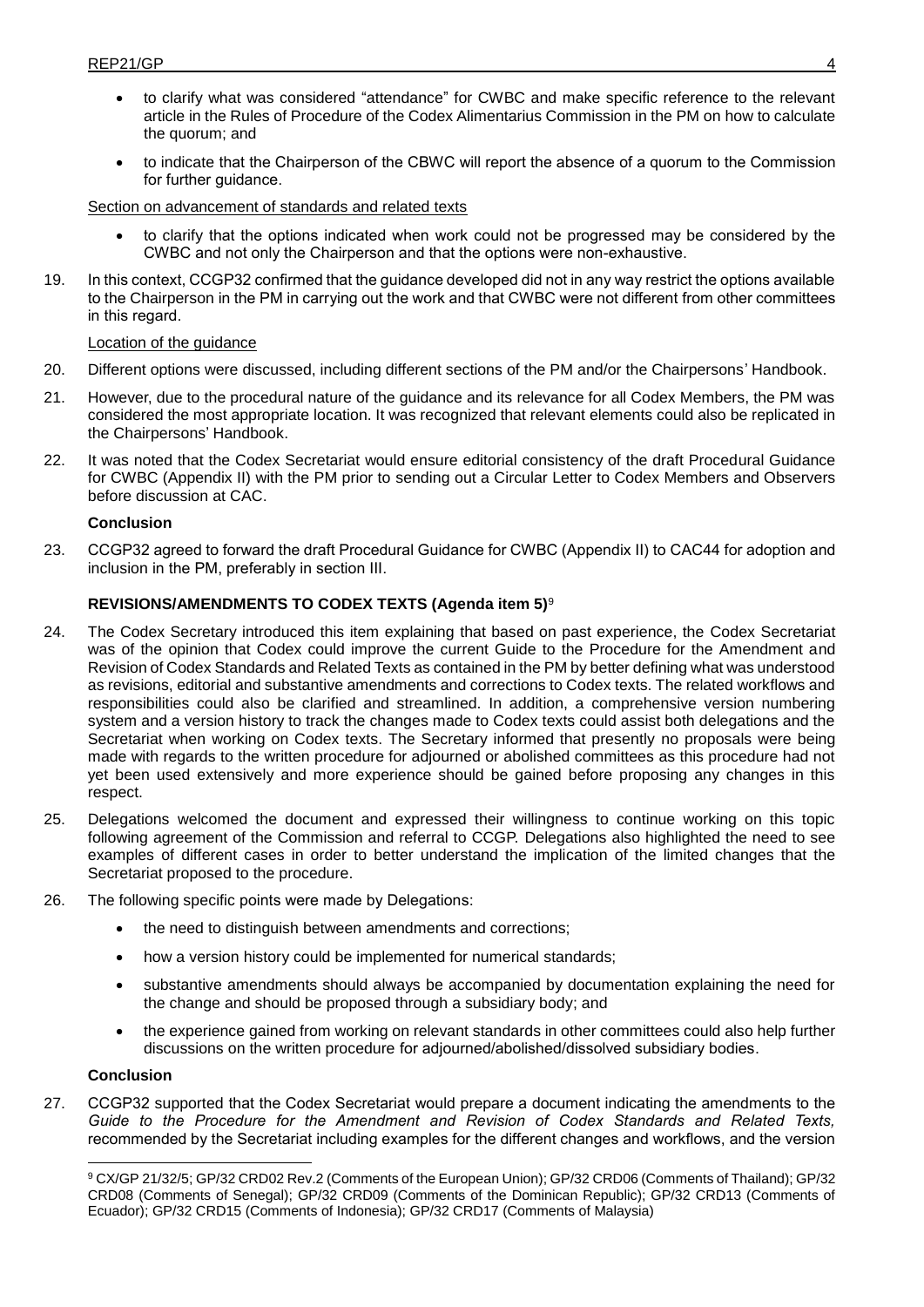- to clarify what was considered "attendance" for CWBC and make specific reference to the relevant article in the Rules of Procedure of the Codex Alimentarius Commission in the PM on how to calculate the quorum; and
- to indicate that the Chairperson of the CBWC will report the absence of a quorum to the Commission for further guidance.

Section on advancement of standards and related texts

- to clarify that the options indicated when work could not be progressed may be considered by the CWBC and not only the Chairperson and that the options were non-exhaustive.

19. In this context, CCGP32 confirmed that the guidance developed did not in any way restrict the options available to the Chairperson in the PM in carrying out the work and that CWBC were not different from other committees in this regard.

Location of the guidance

20. Different options were discussed, including different sections of the PM and/or the Chairpersons' Handbook.

21. However, due to the procedural nature of the guidance and its relevance for all Codex Members, the PM was considered the most appropriate location. It was recognized that relevant elements could also be replicated in the Chairpersons' Handbook.

22. It was noted that the Codex Secretariat would ensure editorial consistency of the draft Procedural Guidance for CWBC (Appendix II) with the PM prior to sending out a Circular Letter to Codex Members and Observers before discussion at CAC.

**Conclusion**

23. CCGP32 agreed to forward the draft Procedural Guidance for CWBC (Appendix II) to CAC44 for adoption and inclusion in the PM, preferably in section III.

## REVISIONS/AMENDMENTS TO CODEX TEXTS (Agenda item 5)[9]

24. The Codex Secretary introduced this item explaining that based on past experience, the Codex Secretariat was of the opinion that Codex could improve the current Guide to the Procedure for the Amendment and Revision of Codex Standards and Related Texts as contained in the PM by better defining what was understood as revisions, editorial and substantive amendments and corrections to Codex texts. The related workflows and responsibilities could also be clarified and streamlined. In addition, a comprehensive version numbering system and a version history to track the changes made to Codex texts could assist both delegations and the Secretariat when working on Codex texts. The Secretary informed that presently no proposals were being made with regards to the written procedure for adjourned or abolished committees as this procedure had not yet been used extensively and more experience should be gained before proposing any changes in this respect.

25. Delegations welcomed the document and expressed their willingness to continue working on this topic following agreement of the Commission and referral to CCGP. Delegations also highlighted the need to see examples of different cases in order to better understand the implication of the limited changes that the Secretariat proposed to the procedure.

26. The following specific points were made by Delegations:

- the need to distinguish between amendments and corrections;
- how a version history could be implemented for numerical standards;
- substantive amendments should always be accompanied by documentation explaining the need for the change and should be proposed through a subsidiary body; and
- the experience gained from working on relevant standards in other committees could also help further discussions on the written procedure for adjourned/abolished/dissolved subsidiary bodies.

**Conclusion**

27. CCGP32 supported that the Codex Secretariat would prepare a document indicating the amendments to the *Guide to the Procedure for the Amendment and Revision of Codex Standards and Related Texts,* recommended by the Secretariat including examples for the different changes and workflows, and the version

[9] CX/GP 21/32/5; GP/32 CRD02 Rev.2 (Comments of the European Union); GP/32 CRD06 (Comments of Thailand); GP/32 CRD08 (Comments of Senegal); GP/32 CRD09 (Comments of the Dominican Republic); GP/32 CRD13 (Comments of Ecuador); GP/32 CRD15 (Comments of Indonesia); GP/32 CRD17 (Comments of Malaysia)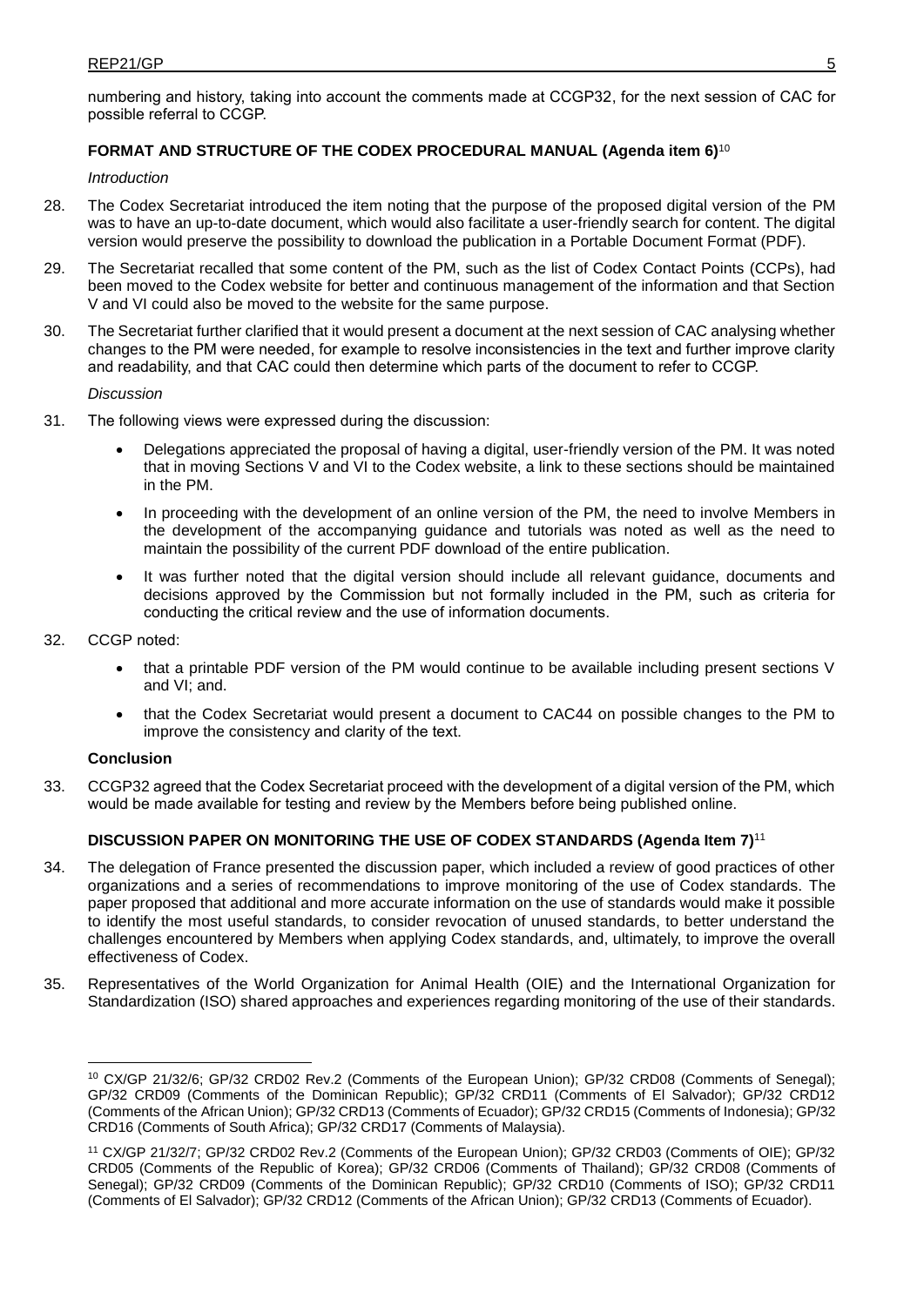numbering and history, taking into account the comments made at CCGP32, for the next session of CAC for possible referral to CCGP.

## FORMAT AND STRUCTURE OF THE CODEX PROCEDURAL MANUAL (Agenda item 6)[10]

*Introduction*

28. The Codex Secretariat introduced the item noting that the purpose of the proposed digital version of the PM was to have an up-to-date document, which would also facilitate a user-friendly search for content. The digital version would preserve the possibility to download the publication in a Portable Document Format (PDF).

29. The Secretariat recalled that some content of the PM, such as the list of Codex Contact Points (CCPs), had been moved to the Codex website for better and continuous management of the information and that Section V and VI could also be moved to the website for the same purpose.

30. The Secretariat further clarified that it would present a document at the next session of CAC analysing whether changes to the PM were needed, for example to resolve inconsistencies in the text and further improve clarity and readability, and that CAC could then determine which parts of the document to refer to CCGP.

*Discussion*

31. The following views were expressed during the discussion:

   - Delegations appreciated the proposal of having a digital, user-friendly version of the PM. It was noted that in moving Sections V and VI to the Codex website, a link to these sections should be maintained in the PM.
   - In proceeding with the development of an online version of the PM, the need to involve Members in the development of the accompanying guidance and tutorials was noted as well as the need to maintain the possibility of the current PDF download of the entire publication.
   - It was further noted that the digital version should include all relevant guidance, documents and decisions approved by the Commission but not formally included in the PM, such as criteria for conducting the critical review and the use of information documents.

32. CCGP noted:

   - that a printable PDF version of the PM would continue to be available including present sections V and VI; and.
   - that the Codex Secretariat would present a document to CAC44 on possible changes to the PM to improve the consistency and clarity of the text.

**Conclusion**

33. CCGP32 agreed that the Codex Secretariat proceed with the development of a digital version of the PM, which would be made available for testing and review by the Members before being published online.

## DISCUSSION PAPER ON MONITORING THE USE OF CODEX STANDARDS (Agenda Item 7)[11]

34. The delegation of France presented the discussion paper, which included a review of good practices of other organizations and a series of recommendations to improve monitoring of the use of Codex standards. The paper proposed that additional and more accurate information on the use of standards would make it possible to identify the most useful standards, to consider revocation of unused standards, to better understand the challenges encountered by Members when applying Codex standards, and, ultimately, to improve the overall effectiveness of Codex.

35. Representatives of the World Organization for Animal Health (OIE) and the International Organization for Standardization (ISO) shared approaches and experiences regarding monitoring of the use of their standards.

---

[10] CX/GP 21/32/6; GP/32 CRD02 Rev.2 (Comments of the European Union); GP/32 CRD08 (Comments of Senegal); GP/32 CRD09 (Comments of the Dominican Republic); GP/32 CRD11 (Comments of El Salvador); GP/32 CRD12 (Comments of the African Union); GP/32 CRD13 (Comments of Ecuador); GP/32 CRD15 (Comments of Indonesia); GP/32 CRD16 (Comments of South Africa); GP/32 CRD17 (Comments of Malaysia).

[11] CX/GP 21/32/7; GP/32 CRD02 Rev.2 (Comments of the European Union); GP/32 CRD03 (Comments of OIE); GP/32 CRD05 (Comments of the Republic of Korea); GP/32 CRD06 (Comments of Thailand); GP/32 CRD08 (Comments of Senegal); GP/32 CRD09 (Comments of the Dominican Republic); GP/32 CRD10 (Comments of ISO); GP/32 CRD11 (Comments of El Salvador); GP/32 CRD12 (Comments of the African Union); GP/32 CRD13 (Comments of Ecuador).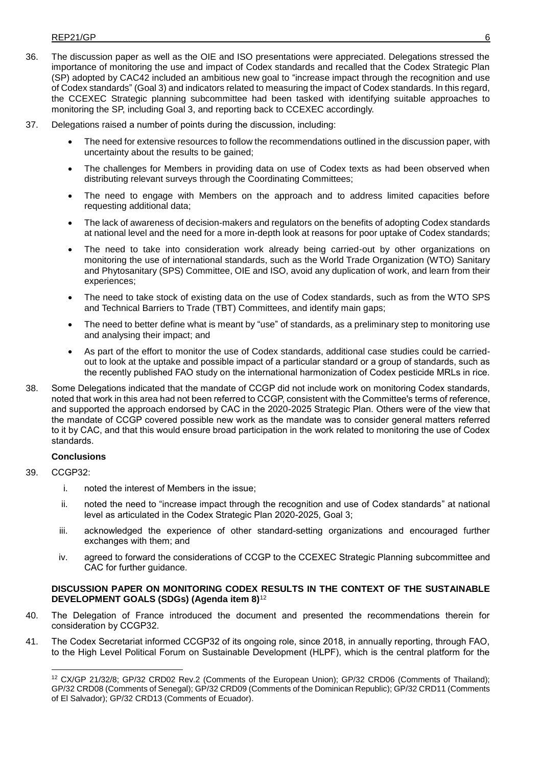36. The discussion paper as well as the OIE and ISO presentations were appreciated. Delegations stressed the importance of monitoring the use and impact of Codex standards and recalled that the Codex Strategic Plan (SP) adopted by CAC42 included an ambitious new goal to "increase impact through the recognition and use of Codex standards" (Goal 3) and indicators related to measuring the impact of Codex standards. In this regard, the CCEXEC Strategic planning subcommittee had been tasked with identifying suitable approaches to monitoring the SP, including Goal 3, and reporting back to CCEXEC accordingly.

37. Delegations raised a number of points during the discussion, including:

- The need for extensive resources to follow the recommendations outlined in the discussion paper, with uncertainty about the results to be gained;
- The challenges for Members in providing data on use of Codex texts as had been observed when distributing relevant surveys through the Coordinating Committees;
- The need to engage with Members on the approach and to address limited capacities before requesting additional data;
- The lack of awareness of decision-makers and regulators on the benefits of adopting Codex standards at national level and the need for a more in-depth look at reasons for poor uptake of Codex standards;
- The need to take into consideration work already being carried-out by other organizations on monitoring the use of international standards, such as the World Trade Organization (WTO) Sanitary and Phytosanitary (SPS) Committee, OIE and ISO, avoid any duplication of work, and learn from their experiences;
- The need to take stock of existing data on the use of Codex standards, such as from the WTO SPS and Technical Barriers to Trade (TBT) Committees, and identify main gaps;
- The need to better define what is meant by "use" of standards, as a preliminary step to monitoring use and analysing their impact; and
- As part of the effort to monitor the use of Codex standards, additional case studies could be carried-out to look at the uptake and possible impact of a particular standard or a group of standards, such as the recently published FAO study on the international harmonization of Codex pesticide MRLs in rice.

38. Some Delegations indicated that the mandate of CCGP did not include work on monitoring Codex standards, noted that work in this area had not been referred to CCGP, consistent with the Committee's terms of reference, and supported the approach endorsed by CAC in the 2020-2025 Strategic Plan. Others were of the view that the mandate of CCGP covered possible new work as the mandate was to consider general matters referred to it by CAC, and that this would ensure broad participation in the work related to monitoring the use of Codex standards.

**Conclusions**

39. CCGP32:

i. noted the interest of Members in the issue;

ii. noted the need to "increase impact through the recognition and use of Codex standards" at national level as articulated in the Codex Strategic Plan 2020-2025, Goal 3;

iii. acknowledged the experience of other standard-setting organizations and encouraged further exchanges with them; and

iv. agreed to forward the considerations of CCGP to the CCEXEC Strategic Planning subcommittee and CAC for further guidance.

**DISCUSSION PAPER ON MONITORING CODEX RESULTS IN THE CONTEXT OF THE SUSTAINABLE DEVELOPMENT GOALS (SDGs) (Agenda item 8)**[12]

40. The Delegation of France introduced the document and presented the recommendations therein for consideration by CCGP32.

41. The Codex Secretariat informed CCGP32 of its ongoing role, since 2018, in annually reporting, through FAO, to the High Level Political Forum on Sustainable Development (HLPF), which is the central platform for the

[12] CX/GP 21/32/8; GP/32 CRD02 Rev.2 (Comments of the European Union); GP/32 CRD06 (Comments of Thailand); GP/32 CRD08 (Comments of Senegal); GP/32 CRD09 (Comments of the Dominican Republic); GP/32 CRD11 (Comments of El Salvador); GP/32 CRD13 (Comments of Ecuador).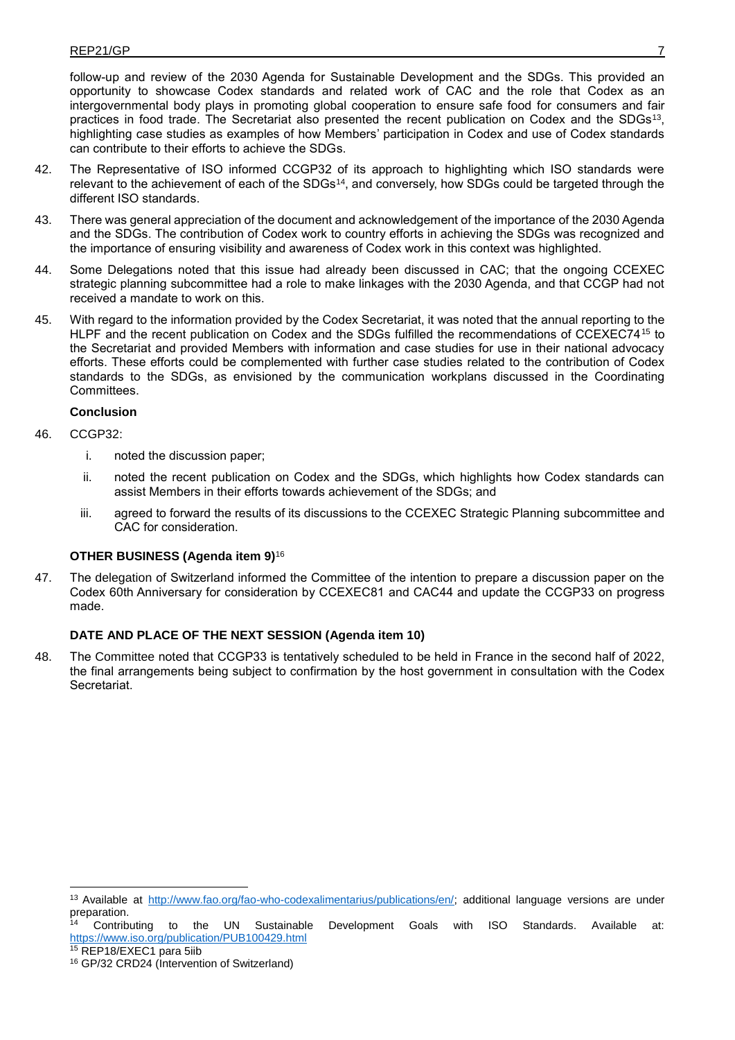follow-up and review of the 2030 Agenda for Sustainable Development and the SDGs. This provided an opportunity to showcase Codex standards and related work of CAC and the role that Codex as an intergovernmental body plays in promoting global cooperation to ensure safe food for consumers and fair practices in food trade. The Secretariat also presented the recent publication on Codex and the SDGs[13], highlighting case studies as examples of how Members' participation in Codex and use of Codex standards can contribute to their efforts to achieve the SDGs.

42. The Representative of ISO informed CCGP32 of its approach to highlighting which ISO standards were relevant to the achievement of each of the SDGs[14], and conversely, how SDGs could be targeted through the different ISO standards.

43. There was general appreciation of the document and acknowledgement of the importance of the 2030 Agenda and the SDGs. The contribution of Codex work to country efforts in achieving the SDGs was recognized and the importance of ensuring visibility and awareness of Codex work in this context was highlighted.

44. Some Delegations noted that this issue had already been discussed in CAC; that the ongoing CCEXEC strategic planning subcommittee had a role to make linkages with the 2030 Agenda, and that CCGP had not received a mandate to work on this.

45. With regard to the information provided by the Codex Secretariat, it was noted that the annual reporting to the HLPF and the recent publication on Codex and the SDGs fulfilled the recommendations of CCEXEC74[15] to the Secretariat and provided Members with information and case studies for use in their national advocacy efforts. These efforts could be complemented with further case studies related to the contribution of Codex standards to the SDGs, as envisioned by the communication workplans discussed in the Coordinating Committees.

**Conclusion**

46. CCGP32:

    i. noted the discussion paper;

    ii. noted the recent publication on Codex and the SDGs, which highlights how Codex standards can assist Members in their efforts towards achievement of the SDGs; and

    iii. agreed to forward the results of its discussions to the CCEXEC Strategic Planning subcommittee and CAC for consideration.

### OTHER BUSINESS (Agenda item 9)[16]

47. The delegation of Switzerland informed the Committee of the intention to prepare a discussion paper on the Codex 60th Anniversary for consideration by CCEXEC81 and CAC44 and update the CCGP33 on progress made.

### DATE AND PLACE OF THE NEXT SESSION (Agenda item 10)

48. The Committee noted that CCGP33 is tentatively scheduled to be held in France in the second half of 2022, the final arrangements being subject to confirmation by the host government in consultation with the Codex Secretariat.

---

[13] Available at http://www.fao.org/fao-who-codexalimentarius/publications/en/; additional language versions are under preparation.

[14] Contributing to the UN Sustainable Development Goals with ISO Standards. Available at: https://www.iso.org/publication/PUB100429.html

[15] REP18/EXEC1 para 5iib

[16] GP/32 CRD24 (Intervention of Switzerland)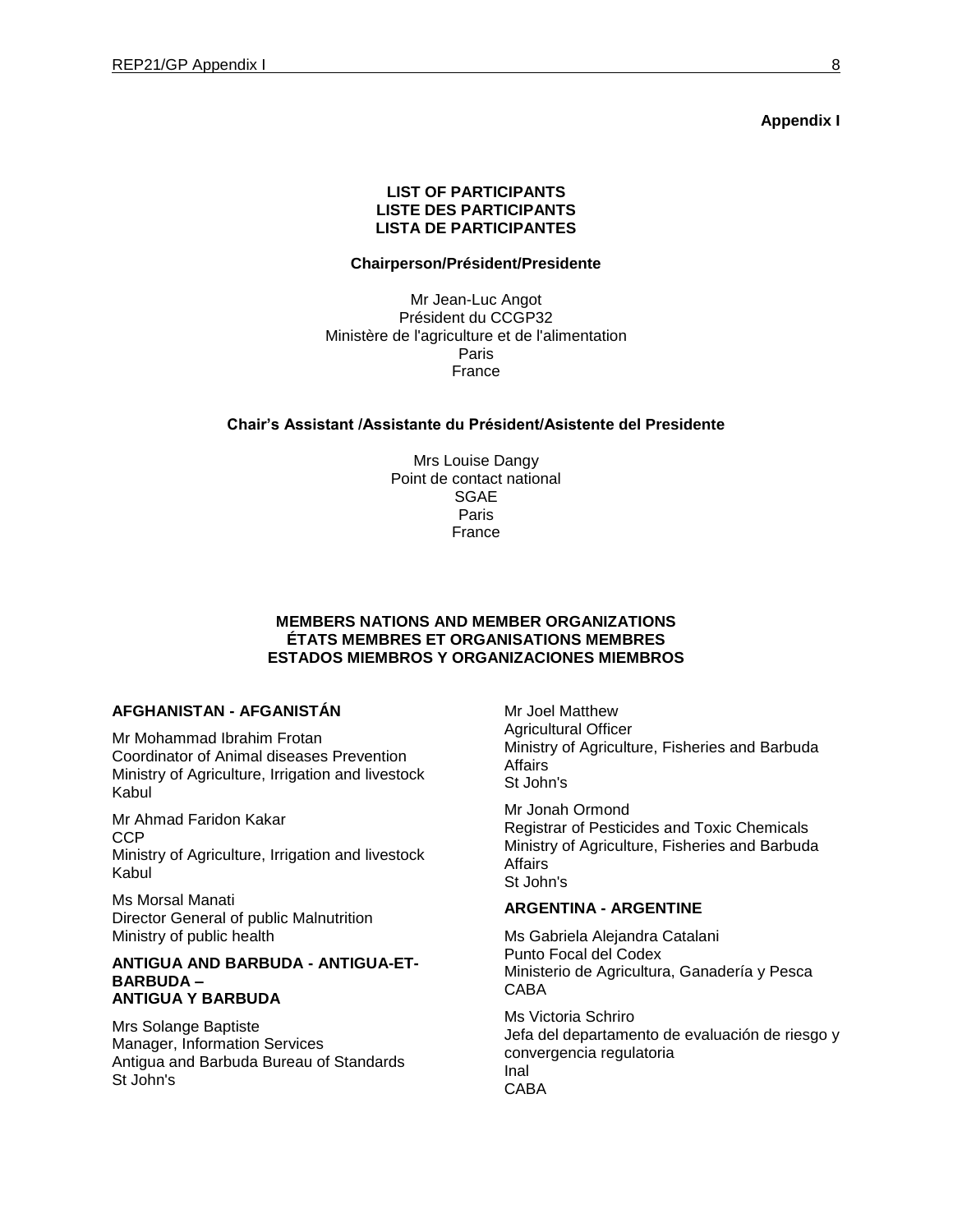**Appendix I**

**LIST OF PARTICIPANTS**
**LISTE DES PARTICIPANTS**
**LISTA DE PARTICIPANTES**

**Chairperson/Président/Presidente**

Mr Jean-Luc Angot
Président du CCGP32
Ministère de l'agriculture et de l'alimentation
Paris
France

**Chair's Assistant /Assistante du Président/Asistente del Presidente**

Mrs Louise Dangy
Point de contact national
SGAE
Paris
France

**MEMBERS NATIONS AND MEMBER ORGANIZATIONS**
**ÉTATS MEMBRES ET ORGANISATIONS MEMBRES**
**ESTADOS MIEMBROS Y ORGANIZACIONES MIEMBROS**

**AFGHANISTAN - AFGANISTÁN**

Mr Mohammad Ibrahim Frotan
Coordinator of Animal diseases Prevention
Ministry of Agriculture, Irrigation and livestock
Kabul

Mr Ahmad Faridon Kakar
CCP
Ministry of Agriculture, Irrigation and livestock
Kabul

Ms Morsal Manati
Director General of public Malnutrition
Ministry of public health

**ANTIGUA AND BARBUDA - ANTIGUA-ET-BARBUDA – ANTIGUA Y BARBUDA**

Mrs Solange Baptiste
Manager, Information Services
Antigua and Barbuda Bureau of Standards
St John's

Mr Joel Matthew
Agricultural Officer
Ministry of Agriculture, Fisheries and Barbuda Affairs
St John's

Mr Jonah Ormond
Registrar of Pesticides and Toxic Chemicals
Ministry of Agriculture, Fisheries and Barbuda Affairs
St John's

**ARGENTINA - ARGENTINE**

Ms Gabriela Alejandra Catalani
Punto Focal del Codex
Ministerio de Agricultura, Ganadería y Pesca
CABA

Ms Victoria Schriro
Jefa del departamento de evaluación de riesgo y convergencia regulatoria
Inal
CABA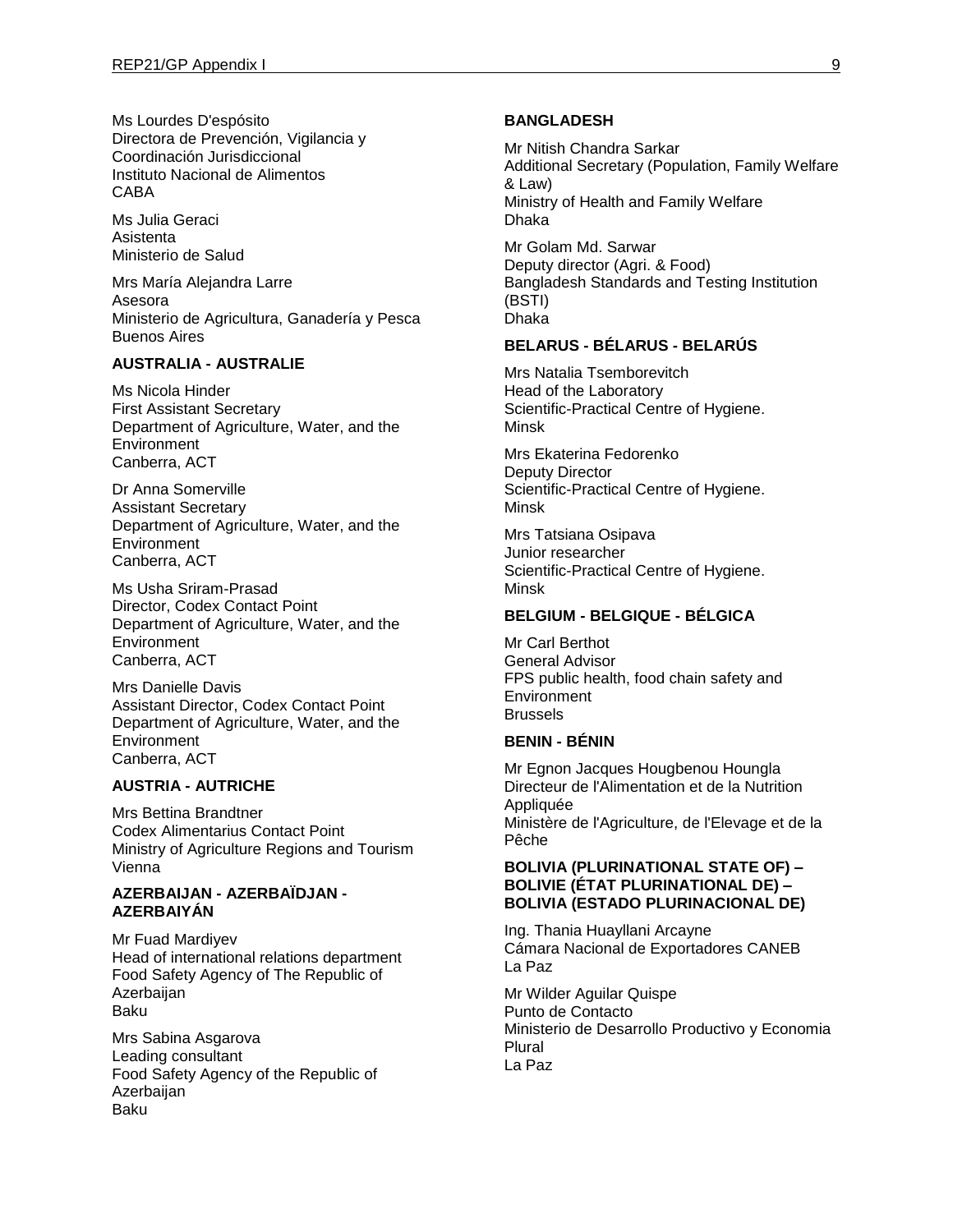Ms Lourdes D'espósito
Directora de Prevención, Vigilancia y Coordinación Jurisdiccional
Instituto Nacional de Alimentos
CABA

Ms Julia Geraci
Asistenta
Ministerio de Salud

Mrs María Alejandra Larre
Asesora
Ministerio de Agricultura, Ganadería y Pesca
Buenos Aires

**AUSTRALIA - AUSTRALIE**

Ms Nicola Hinder
First Assistant Secretary
Department of Agriculture, Water, and the Environment
Canberra, ACT

Dr Anna Somerville
Assistant Secretary
Department of Agriculture, Water, and the Environment
Canberra, ACT

Ms Usha Sriram-Prasad
Director, Codex Contact Point
Department of Agriculture, Water, and the Environment
Canberra, ACT

Mrs Danielle Davis
Assistant Director, Codex Contact Point
Department of Agriculture, Water, and the Environment
Canberra, ACT

**AUSTRIA - AUTRICHE**

Mrs Bettina Brandtner
Codex Alimentarius Contact Point
Ministry of Agriculture Regions and Tourism
Vienna

**AZERBAIJAN - AZERBAÏDJAN - AZERBAIYÁN**

Mr Fuad Mardiyev
Head of international relations department
Food Safety Agency of The Republic of Azerbaijan
Baku

Mrs Sabina Asgarova
Leading consultant
Food Safety Agency of the Republic of Azerbaijan
Baku

**BANGLADESH**

Mr Nitish Chandra Sarkar
Additional Secretary (Population, Family Welfare & Law)
Ministry of Health and Family Welfare
Dhaka

Mr Golam Md. Sarwar
Deputy director (Agri. & Food)
Bangladesh Standards and Testing Institution (BSTI)
Dhaka

**BELARUS - BÉLARUS - BELARÚS**

Mrs Natalia Tsemborevitch
Head of the Laboratory
Scientific-Practical Centre of Hygiene.
Minsk

Mrs Ekaterina Fedorenko
Deputy Director
Scientific-Practical Centre of Hygiene.
Minsk

Mrs Tatsiana Osipava
Junior researcher
Scientific-Practical Centre of Hygiene.
Minsk

**BELGIUM - BELGIQUE - BÉLGICA**

Mr Carl Berthot
General Advisor
FPS public health, food chain safety and Environment
Brussels

**BENIN - BÉNIN**

Mr Egnon Jacques Hougbenou Houngla
Directeur de l'Alimentation et de la Nutrition Appliquée
Ministère de l'Agriculture, de l'Elevage et de la Pêche

**BOLIVIA (PLURINATIONAL STATE OF) – BOLIVIE (ÉTAT PLURINATIONAL DE) – BOLIVIA (ESTADO PLURINACIONAL DE)**

Ing. Thania Huayllani Arcayne
Cámara Nacional de Exportadores CANEB
La Paz

Mr Wilder Aguilar Quispe
Punto de Contacto
Ministerio de Desarrollo Productivo y Economia Plural
La Paz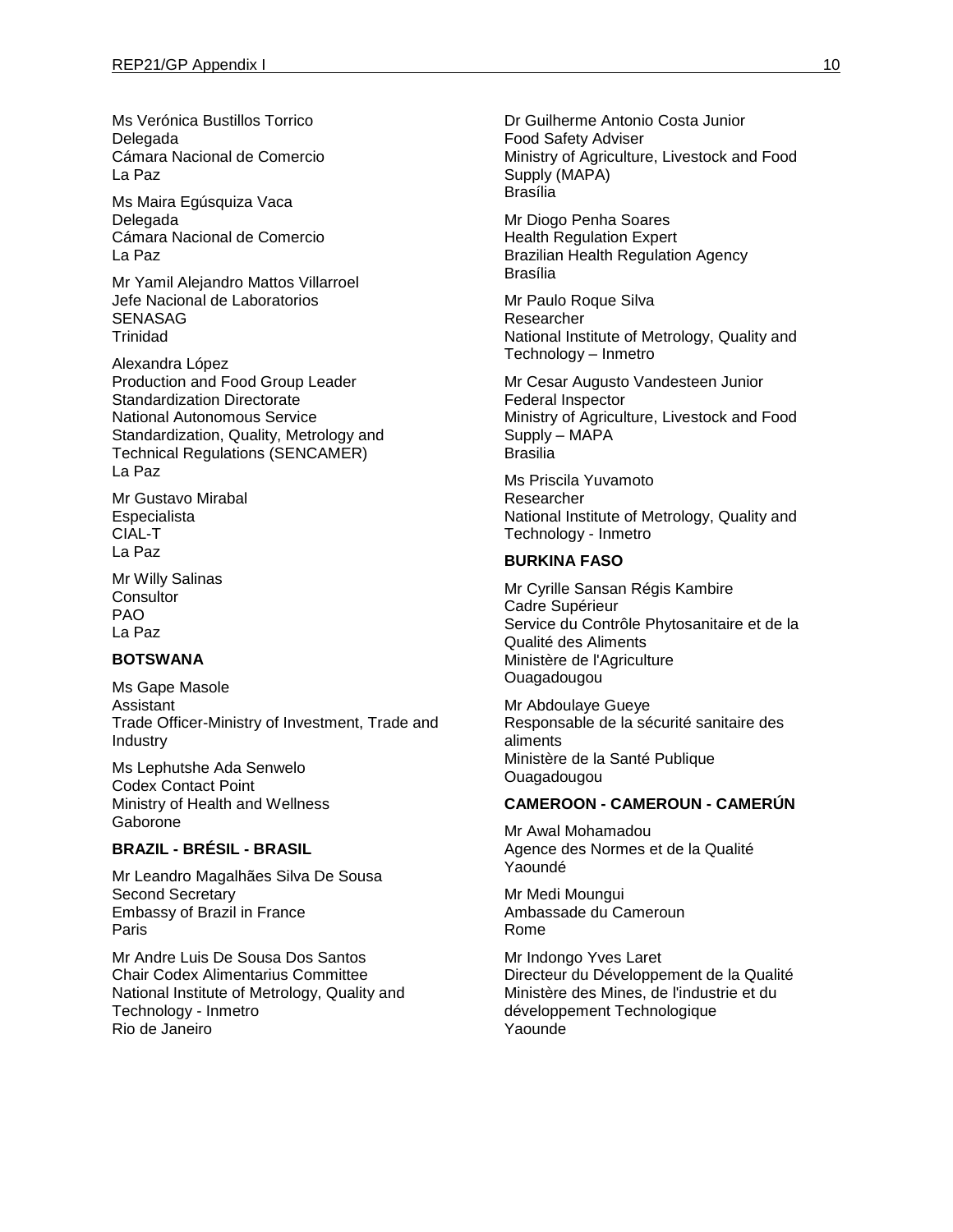Ms Verónica Bustillos Torrico
Delegada
Cámara Nacional de Comercio
La Paz

Ms Maira Egúsquiza Vaca
Delegada
Cámara Nacional de Comercio
La Paz

Mr Yamil Alejandro Mattos Villarroel
Jefe Nacional de Laboratorios
SENASAG
Trinidad

Alexandra López
Production and Food Group Leader
Standardization Directorate
National Autonomous Service
Standardization, Quality, Metrology and Technical Regulations (SENCAMER)
La Paz

Mr Gustavo Mirabal
Especialista
CIAL-T
La Paz

Mr Willy Salinas
Consultor
PAO
La Paz

**BOTSWANA**

Ms Gape Masole
Assistant
Trade Officer-Ministry of Investment, Trade and Industry

Ms Lephutshe Ada Senwelo
Codex Contact Point
Ministry of Health and Wellness
Gaborone

**BRAZIL - BRÉSIL - BRASIL**

Mr Leandro Magalhães Silva De Sousa
Second Secretary
Embassy of Brazil in France
Paris

Mr Andre Luis De Sousa Dos Santos
Chair Codex Alimentarius Committee
National Institute of Metrology, Quality and Technology - Inmetro
Rio de Janeiro

Dr Guilherme Antonio Costa Junior
Food Safety Adviser
Ministry of Agriculture, Livestock and Food Supply (MAPA)
Brasília

Mr Diogo Penha Soares
Health Regulation Expert
Brazilian Health Regulation Agency
Brasília

Mr Paulo Roque Silva
Researcher
National Institute of Metrology, Quality and Technology – Inmetro

Mr Cesar Augusto Vandesteen Junior
Federal Inspector
Ministry of Agriculture, Livestock and Food Supply – MAPA
Brasilia

Ms Priscila Yuvamoto
Researcher
National Institute of Metrology, Quality and Technology - Inmetro

**BURKINA FASO**

Mr Cyrille Sansan Régis Kambire
Cadre Supérieur
Service du Contrôle Phytosanitaire et de la Qualité des Aliments
Ministère de l'Agriculture
Ouagadougou

Mr Abdoulaye Gueye
Responsable de la sécurité sanitaire des aliments
Ministère de la Santé Publique
Ouagadougou

**CAMEROON - CAMEROUN - CAMERÚN**

Mr Awal Mohamadou
Agence des Normes et de la Qualité
Yaoundé

Mr Medi Moungui
Ambassade du Cameroun
Rome

Mr Indongo Yves Laret
Directeur du Développement de la Qualité
Ministère des Mines, de l'industrie et du développement Technologique
Yaounde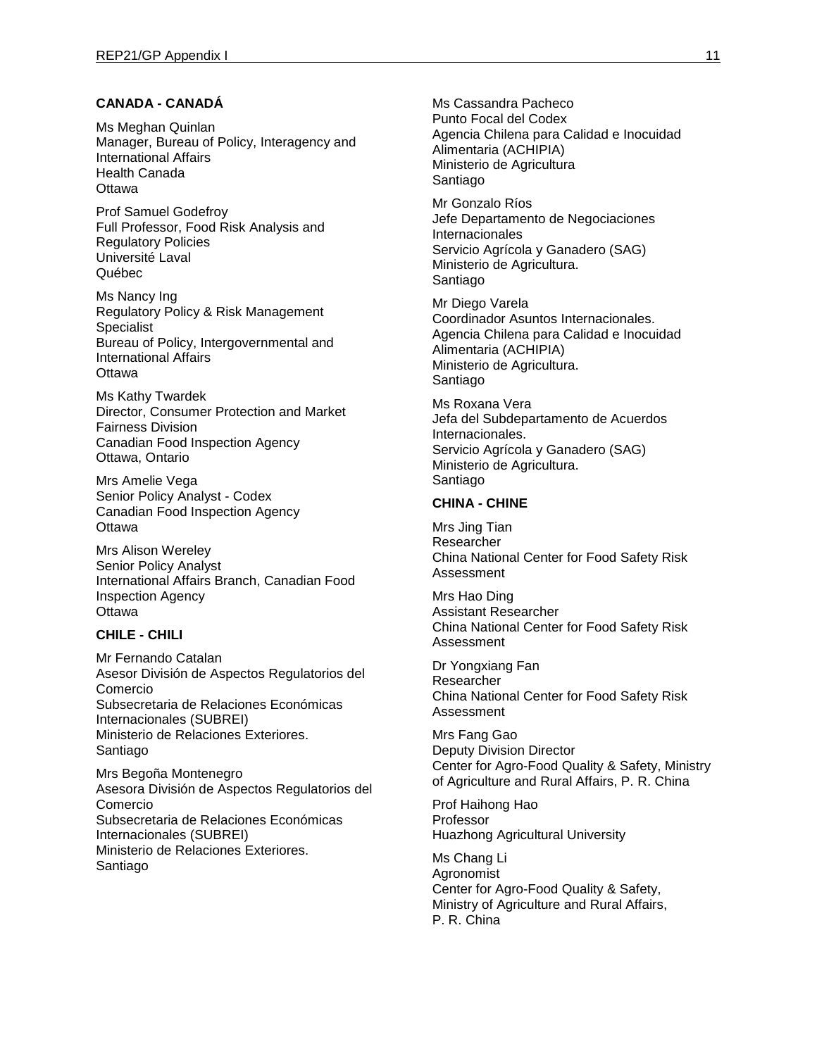**CANADA - CANADÁ**

Ms Meghan Quinlan
Manager, Bureau of Policy, Interagency and International Affairs
Health Canada
Ottawa

Prof Samuel Godefroy
Full Professor, Food Risk Analysis and Regulatory Policies
Université Laval
Québec

Ms Nancy Ing
Regulatory Policy & Risk Management Specialist
Bureau of Policy, Intergovernmental and International Affairs
Ottawa

Ms Kathy Twardek
Director, Consumer Protection and Market Fairness Division
Canadian Food Inspection Agency
Ottawa, Ontario

Mrs Amelie Vega
Senior Policy Analyst - Codex
Canadian Food Inspection Agency
Ottawa

Mrs Alison Wereley
Senior Policy Analyst
International Affairs Branch, Canadian Food Inspection Agency
Ottawa

**CHILE - CHILI**

Mr Fernando Catalan
Asesor División de Aspectos Regulatorios del Comercio
Subsecretaria de Relaciones Económicas Internacionales (SUBREI)
Ministerio de Relaciones Exteriores.
Santiago

Mrs Begoña Montenegro
Asesora División de Aspectos Regulatorios del Comercio
Subsecretaria de Relaciones Económicas Internacionales (SUBREI)
Ministerio de Relaciones Exteriores.
Santiago

Ms Cassandra Pacheco
Punto Focal del Codex
Agencia Chilena para Calidad e Inocuidad Alimentaria (ACHIPIA)
Ministerio de Agricultura
Santiago

Mr Gonzalo Ríos
Jefe Departamento de Negociaciones Internacionales
Servicio Agrícola y Ganadero (SAG)
Ministerio de Agricultura.
Santiago

Mr Diego Varela
Coordinador Asuntos Internacionales.
Agencia Chilena para Calidad e Inocuidad Alimentaria (ACHIPIA)
Ministerio de Agricultura.
Santiago

Ms Roxana Vera
Jefa del Subdepartamento de Acuerdos Internacionales.
Servicio Agrícola y Ganadero (SAG)
Ministerio de Agricultura.
Santiago

**CHINA - CHINE**

Mrs Jing Tian
Researcher
China National Center for Food Safety Risk Assessment

Mrs Hao Ding
Assistant Researcher
China National Center for Food Safety Risk Assessment

Dr Yongxiang Fan
Researcher
China National Center for Food Safety Risk Assessment

Mrs Fang Gao
Deputy Division Director
Center for Agro-Food Quality & Safety, Ministry of Agriculture and Rural Affairs, P. R. China

Prof Haihong Hao
Professor
Huazhong Agricultural University

Ms Chang Li
Agronomist
Center for Agro-Food Quality & Safety, Ministry of Agriculture and Rural Affairs, P. R. China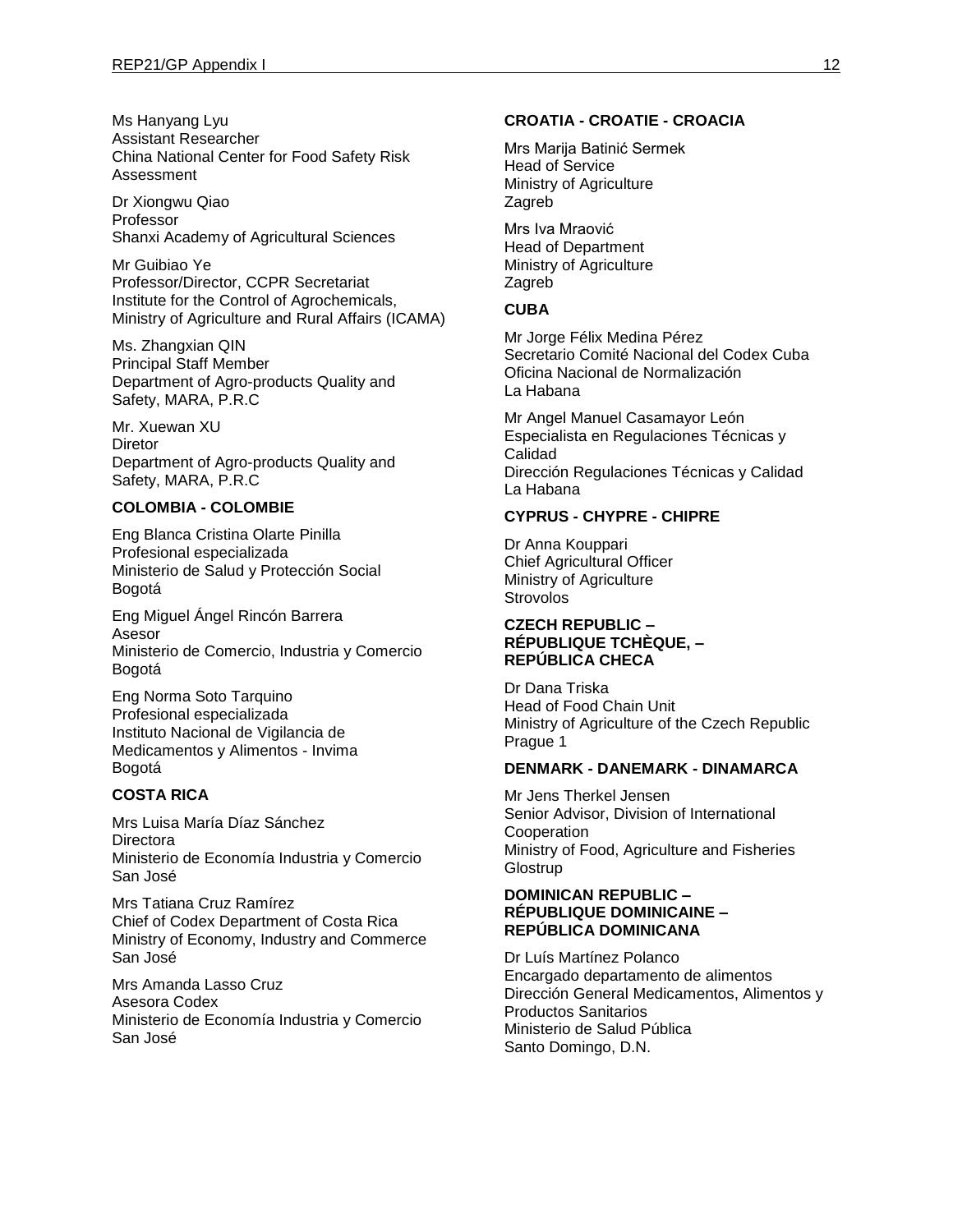Ms Hanyang Lyu
Assistant Researcher
China National Center for Food Safety Risk Assessment

Dr Xiongwu Qiao
Professor
Shanxi Academy of Agricultural Sciences

Mr Guibiao Ye
Professor/Director, CCPR Secretariat
Institute for the Control of Agrochemicals, Ministry of Agriculture and Rural Affairs (ICAMA)

Ms. Zhangxian QIN
Principal Staff Member
Department of Agro-products Quality and Safety, MARA, P.R.C

Mr. Xuewan XU
Diretor
Department of Agro-products Quality and Safety, MARA, P.R.C

**COLOMBIA - COLOMBIE**

Eng Blanca Cristina Olarte Pinilla
Profesional especializada
Ministerio de Salud y Protección Social
Bogotá

Eng Miguel Ángel Rincón Barrera
Asesor
Ministerio de Comercio, Industria y Comercio
Bogotá

Eng Norma Soto Tarquino
Profesional especializada
Instituto Nacional de Vigilancia de Medicamentos y Alimentos - Invima
Bogotá

**COSTA RICA**

Mrs Luisa María Díaz Sánchez
Directora
Ministerio de Economía Industria y Comercio
San José

Mrs Tatiana Cruz Ramírez
Chief of Codex Department of Costa Rica
Ministry of Economy, Industry and Commerce
San José

Mrs Amanda Lasso Cruz
Asesora Codex
Ministerio de Economía Industria y Comercio
San José

**CROATIA - CROATIE - CROACIA**

Mrs Marija Batinić Sermek
Head of Service
Ministry of Agriculture
Zagreb

Mrs Iva Mraović
Head of Department
Ministry of Agriculture
Zagreb

**CUBA**

Mr Jorge Félix Medina Pérez
Secretario Comité Nacional del Codex Cuba
Oficina Nacional de Normalización
La Habana

Mr Angel Manuel Casamayor León
Especialista en Regulaciones Técnicas y Calidad
Dirección Regulaciones Técnicas y Calidad
La Habana

**CYPRUS - CHYPRE - CHIPRE**

Dr Anna Kouppari
Chief Agricultural Officer
Ministry of Agriculture
Strovolos

**CZECH REPUBLIC – RÉPUBLIQUE TCHÈQUE, – REPÚBLICA CHECA**

Dr Dana Triska
Head of Food Chain Unit
Ministry of Agriculture of the Czech Republic
Prague 1

**DENMARK - DANEMARK - DINAMARCA**

Mr Jens Therkel Jensen
Senior Advisor, Division of International Cooperation
Ministry of Food, Agriculture and Fisheries
Glostrup

**DOMINICAN REPUBLIC – RÉPUBLIQUE DOMINICAINE – REPÚBLICA DOMINICANA**

Dr Luís Martínez Polanco
Encargado departamento de alimentos
Dirección General Medicamentos, Alimentos y Productos Sanitarios
Ministerio de Salud Pública
Santo Domingo, D.N.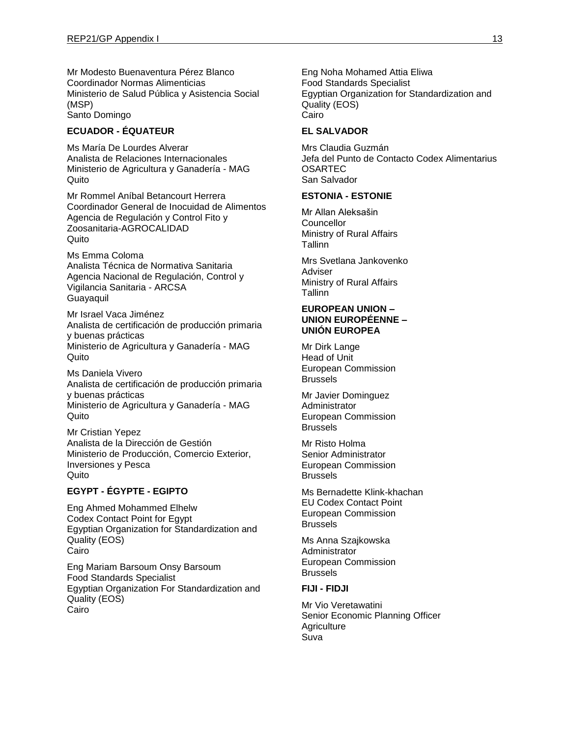Mr Modesto Buenaventura Pérez Blanco
Coordinador Normas Alimenticias
Ministerio de Salud Pública y Asistencia Social (MSP)
Santo Domingo

**ECUADOR - ÉQUATEUR**

Ms María De Lourdes Alverar
Analista de Relaciones Internacionales
Ministerio de Agricultura y Ganadería - MAG
Quito

Mr Rommel Aníbal Betancourt Herrera
Coordinador General de Inocuidad de Alimentos
Agencia de Regulación y Control Fito y Zoosanitaria-AGROCALIDAD
Quito

Ms Emma Coloma
Analista Técnica de Normativa Sanitaria
Agencia Nacional de Regulación, Control y Vigilancia Sanitaria - ARCSA
Guayaquil

Mr Israel Vaca Jiménez
Analista de certificación de producción primaria y buenas prácticas
Ministerio de Agricultura y Ganadería - MAG
Quito

Ms Daniela Vivero
Analista de certificación de producción primaria y buenas prácticas
Ministerio de Agricultura y Ganadería - MAG
Quito

Mr Cristian Yepez
Analista de la Dirección de Gestión
Ministerio de Producción, Comercio Exterior, Inversiones y Pesca
Quito

**EGYPT - ÉGYPTE - EGIPTO**

Eng Ahmed Mohammed Elhelw
Codex Contact Point for Egypt
Egyptian Organization for Standardization and Quality (EOS)
Cairo

Eng Mariam Barsoum Onsy Barsoum
Food Standards Specialist
Egyptian Organization For Standardization and Quality (EOS)
Cairo

Eng Noha Mohamed Attia Eliwa
Food Standards Specialist
Egyptian Organization for Standardization and Quality (EOS)
Cairo

**EL SALVADOR**

Mrs Claudia Guzmán
Jefa del Punto de Contacto Codex Alimentarius
OSARTEC
San Salvador

**ESTONIA - ESTONIE**

Mr Allan Aleksašin
Councellor
Ministry of Rural Affairs
Tallinn

Mrs Svetlana Jankovenko
Adviser
Ministry of Rural Affairs
Tallinn

**EUROPEAN UNION – UNION EUROPÉENNE – UNIÓN EUROPEA**

Mr Dirk Lange
Head of Unit
European Commission
Brussels

Mr Javier Dominguez
Administrator
European Commission
Brussels

Mr Risto Holma
Senior Administrator
European Commission
Brussels

Ms Bernadette Klink-khachan
EU Codex Contact Point
European Commission
Brussels

Ms Anna Szajkowska
Administrator
European Commission
Brussels

**FIJI - FIDJI**

Mr Vio Veretawatini
Senior Economic Planning Officer
Agriculture
Suva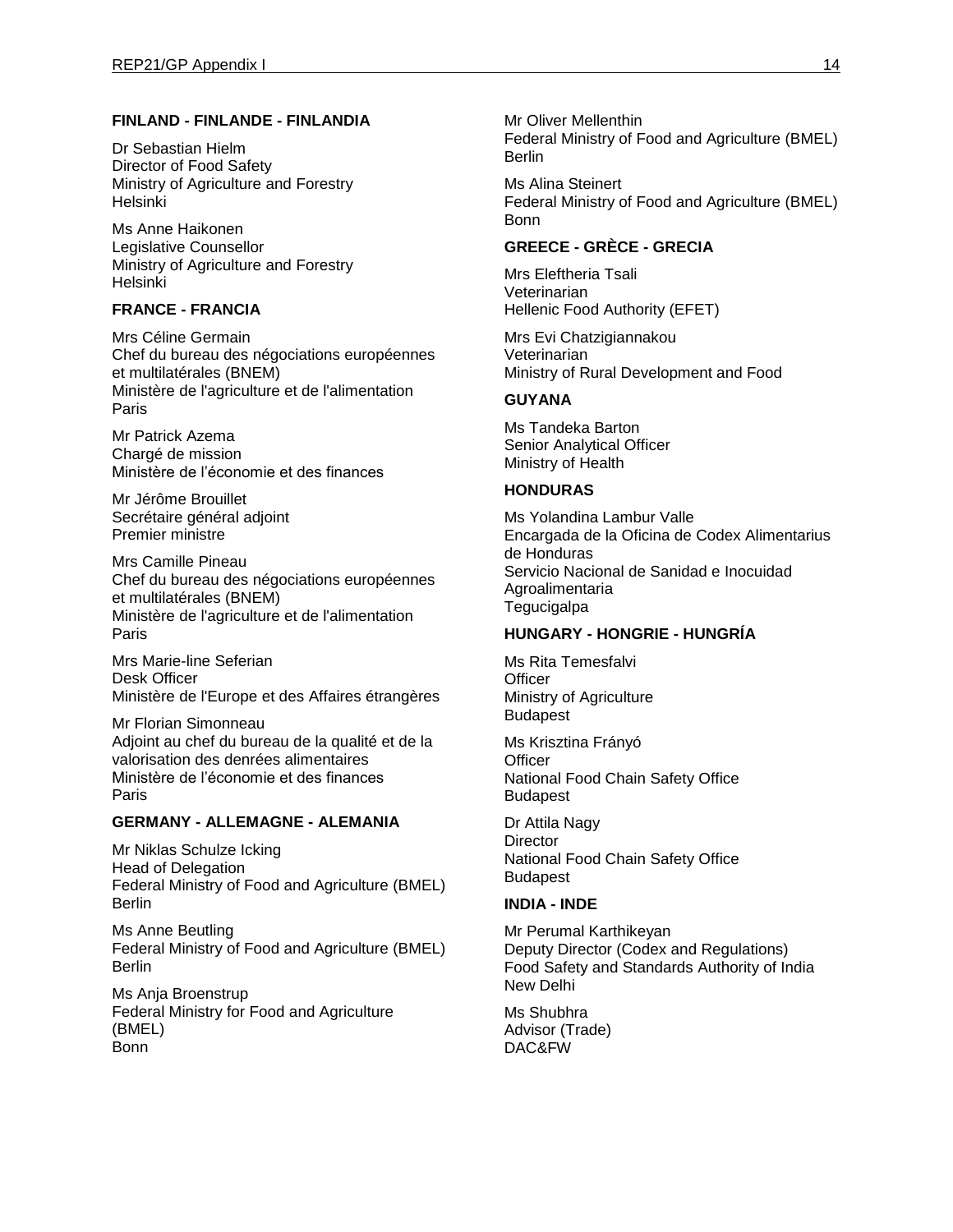**FINLAND - FINLANDE - FINLANDIA**

Dr Sebastian Hielm
Director of Food Safety
Ministry of Agriculture and Forestry
Helsinki

Ms Anne Haikonen
Legislative Counsellor
Ministry of Agriculture and Forestry
Helsinki

**FRANCE - FRANCIA**

Mrs Céline Germain
Chef du bureau des négociations européennes et multilatérales (BNEM)
Ministère de l'agriculture et de l'alimentation
Paris

Mr Patrick Azema
Chargé de mission
Ministère de l'économie et des finances

Mr Jérôme Brouillet
Secrétaire général adjoint
Premier ministre

Mrs Camille Pineau
Chef du bureau des négociations européennes et multilatérales (BNEM)
Ministère de l'agriculture et de l'alimentation
Paris

Mrs Marie-line Seferian
Desk Officer
Ministère de l'Europe et des Affaires étrangères

Mr Florian Simonneau
Adjoint au chef du bureau de la qualité et de la valorisation des denrées alimentaires
Ministère de l'économie et des finances
Paris

**GERMANY - ALLEMAGNE - ALEMANIA**

Mr Niklas Schulze Icking
Head of Delegation
Federal Ministry of Food and Agriculture (BMEL)
Berlin

Ms Anne Beutling
Federal Ministry of Food and Agriculture (BMEL)
Berlin

Ms Anja Broenstrup
Federal Ministry for Food and Agriculture (BMEL)
Bonn

Mr Oliver Mellenthin
Federal Ministry of Food and Agriculture (BMEL)
Berlin

Ms Alina Steinert
Federal Ministry of Food and Agriculture (BMEL)
Bonn

**GREECE - GRÈCE - GRECIA**

Mrs Eleftheria Tsali
Veterinarian
Hellenic Food Authority (EFET)

Mrs Evi Chatzigiannakou
Veterinarian
Ministry of Rural Development and Food

**GUYANA**

Ms Tandeka Barton
Senior Analytical Officer
Ministry of Health

**HONDURAS**

Ms Yolandina Lambur Valle
Encargada de la Oficina de Codex Alimentarius de Honduras
Servicio Nacional de Sanidad e Inocuidad Agroalimentaria
Tegucigalpa

**HUNGARY - HONGRIE - HUNGRÍA**

Ms Rita Temesfalvi
Officer
Ministry of Agriculture
Budapest

Ms Krisztina Frányó
Officer
National Food Chain Safety Office
Budapest

Dr Attila Nagy
Director
National Food Chain Safety Office
Budapest

**INDIA - INDE**

Mr Perumal Karthikeyan
Deputy Director (Codex and Regulations)
Food Safety and Standards Authority of India
New Delhi

Ms Shubhra
Advisor (Trade)
DAC&FW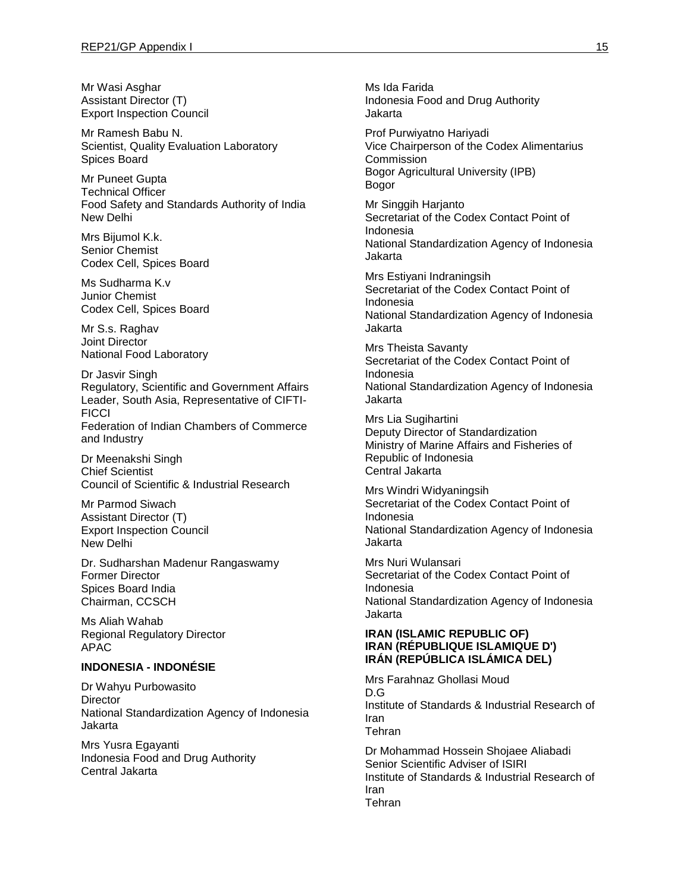Mr Wasi Asghar
Assistant Director (T)
Export Inspection Council

Mr Ramesh Babu N.
Scientist, Quality Evaluation Laboratory
Spices Board

Mr Puneet Gupta
Technical Officer
Food Safety and Standards Authority of India
New Delhi

Mrs Bijumol K.k.
Senior Chemist
Codex Cell, Spices Board

Ms Sudharma K.v
Junior Chemist
Codex Cell, Spices Board

Mr S.s. Raghav
Joint Director
National Food Laboratory

Dr Jasvir Singh
Regulatory, Scientific and Government Affairs Leader, South Asia, Representative of CIFTI-FICCI
Federation of Indian Chambers of Commerce and Industry

Dr Meenakshi Singh
Chief Scientist
Council of Scientific & Industrial Research

Mr Parmod Siwach
Assistant Director (T)
Export Inspection Council
New Delhi

Dr. Sudharshan Madenur Rangaswamy
Former Director
Spices Board India
Chairman, CCSCH

Ms Aliah Wahab
Regional Regulatory Director
APAC

**INDONESIA - INDONÉSIE**

Dr Wahyu Purbowasito
Director
National Standardization Agency of Indonesia
Jakarta

Mrs Yusra Egayanti
Indonesia Food and Drug Authority
Central Jakarta

Ms Ida Farida
Indonesia Food and Drug Authority
Jakarta

Prof Purwiyatno Hariyadi
Vice Chairperson of the Codex Alimentarius Commission
Bogor Agricultural University (IPB)
Bogor

Mr Singgih Harjanto
Secretariat of the Codex Contact Point of Indonesia
National Standardization Agency of Indonesia
Jakarta

Mrs Estiyani Indraningsih
Secretariat of the Codex Contact Point of Indonesia
National Standardization Agency of Indonesia
Jakarta

Mrs Theista Savanty
Secretariat of the Codex Contact Point of Indonesia
National Standardization Agency of Indonesia
Jakarta

Mrs Lia Sugihartini
Deputy Director of Standardization
Ministry of Marine Affairs and Fisheries of Republic of Indonesia
Central Jakarta

Mrs Windri Widyaningsih
Secretariat of the Codex Contact Point of Indonesia
National Standardization Agency of Indonesia
Jakarta

Mrs Nuri Wulansari
Secretariat of the Codex Contact Point of Indonesia
National Standardization Agency of Indonesia
Jakarta

**IRAN (ISLAMIC REPUBLIC OF)**
**IRAN (RÉPUBLIQUE ISLAMIQUE D')**
**IRÁN (REPÚBLICA ISLÁMICA DEL)**

Mrs Farahnaz Ghollasi Moud
D.G
Institute of Standards & Industrial Research of Iran
Tehran

Dr Mohammad Hossein Shojaee Aliabadi
Senior Scientific Adviser of ISIRI
Institute of Standards & Industrial Research of Iran
Tehran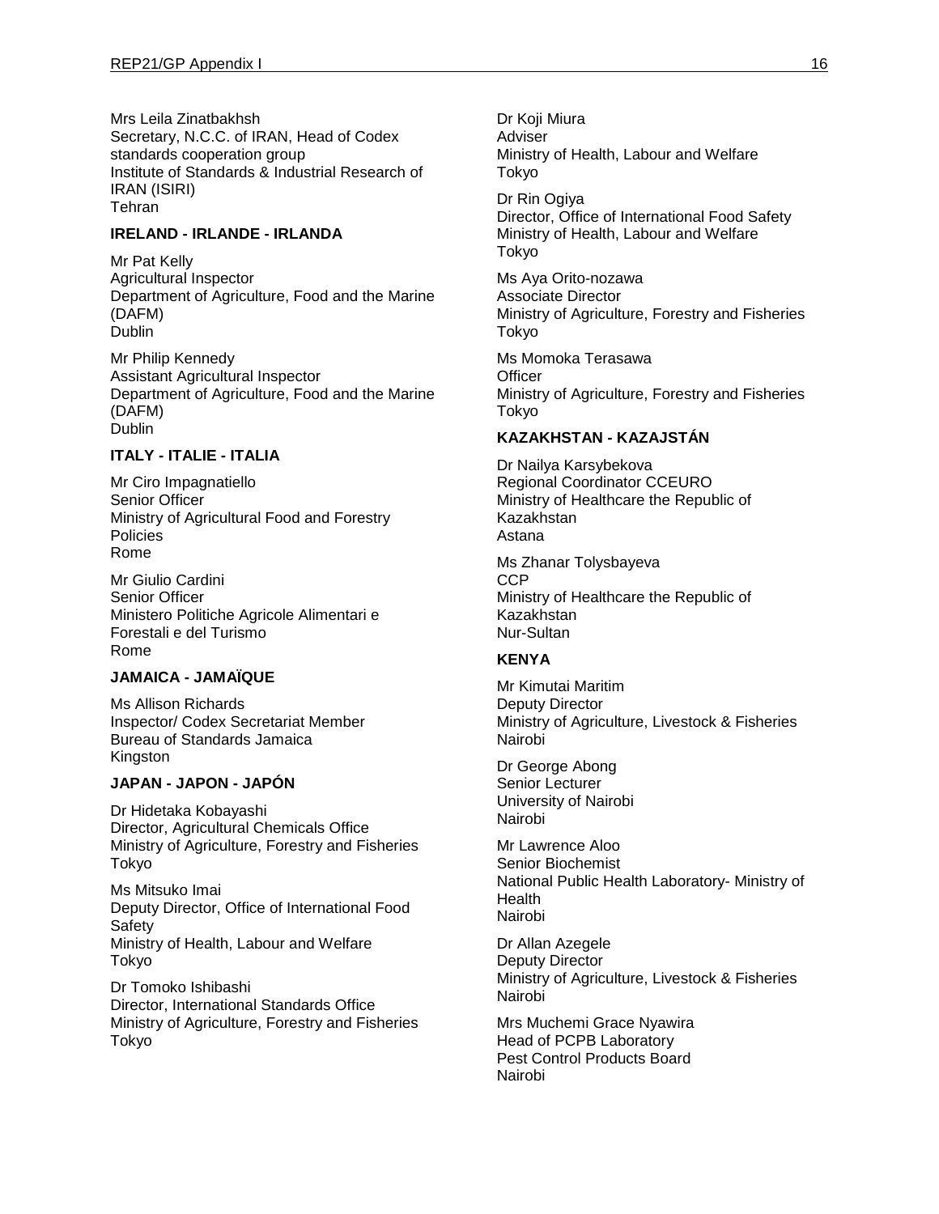Mrs Leila Zinatbakhsh
Secretary, N.C.C. of IRAN, Head of Codex standards cooperation group
Institute of Standards & Industrial Research of IRAN (ISIRI)
Tehran

**IRELAND - IRLANDE - IRLANDA**

Mr Pat Kelly
Agricultural Inspector
Department of Agriculture, Food and the Marine (DAFM)
Dublin

Mr Philip Kennedy
Assistant Agricultural Inspector
Department of Agriculture, Food and the Marine (DAFM)
Dublin

**ITALY - ITALIE - ITALIA**

Mr Ciro Impagnatiello
Senior Officer
Ministry of Agricultural Food and Forestry Policies
Rome

Mr Giulio Cardini
Senior Officer
Ministero Politiche Agricole Alimentari e Forestali e del Turismo
Rome

**JAMAICA - JAMAÏQUE**

Ms Allison Richards
Inspector/ Codex Secretariat Member
Bureau of Standards Jamaica
Kingston

**JAPAN - JAPON - JAPÓN**

Dr Hidetaka Kobayashi
Director, Agricultural Chemicals Office
Ministry of Agriculture, Forestry and Fisheries
Tokyo

Ms Mitsuko Imai
Deputy Director, Office of International Food Safety
Ministry of Health, Labour and Welfare
Tokyo

Dr Tomoko Ishibashi
Director, International Standards Office
Ministry of Agriculture, Forestry and Fisheries
Tokyo

Dr Koji Miura
Adviser
Ministry of Health, Labour and Welfare
Tokyo

Dr Rin Ogiya
Director, Office of International Food Safety
Ministry of Health, Labour and Welfare
Tokyo

Ms Aya Orito-nozawa
Associate Director
Ministry of Agriculture, Forestry and Fisheries
Tokyo

Ms Momoka Terasawa
Officer
Ministry of Agriculture, Forestry and Fisheries
Tokyo

**KAZAKHSTAN - KAZAJSTÁN**

Dr Nailya Karsybekova
Regional Coordinator CCEURO
Ministry of Healthcare the Republic of Kazakhstan
Astana

Ms Zhanar Tolysbayeva
CCP
Ministry of Healthcare the Republic of Kazakhstan
Nur-Sultan

**KENYA**

Mr Kimutai Maritim
Deputy Director
Ministry of Agriculture, Livestock & Fisheries
Nairobi

Dr George Abong
Senior Lecturer
University of Nairobi
Nairobi

Mr Lawrence Aloo
Senior Biochemist
National Public Health Laboratory- Ministry of Health
Nairobi

Dr Allan Azegele
Deputy Director
Ministry of Agriculture, Livestock & Fisheries
Nairobi

Mrs Muchemi Grace Nyawira
Head of PCPB Laboratory
Pest Control Products Board
Nairobi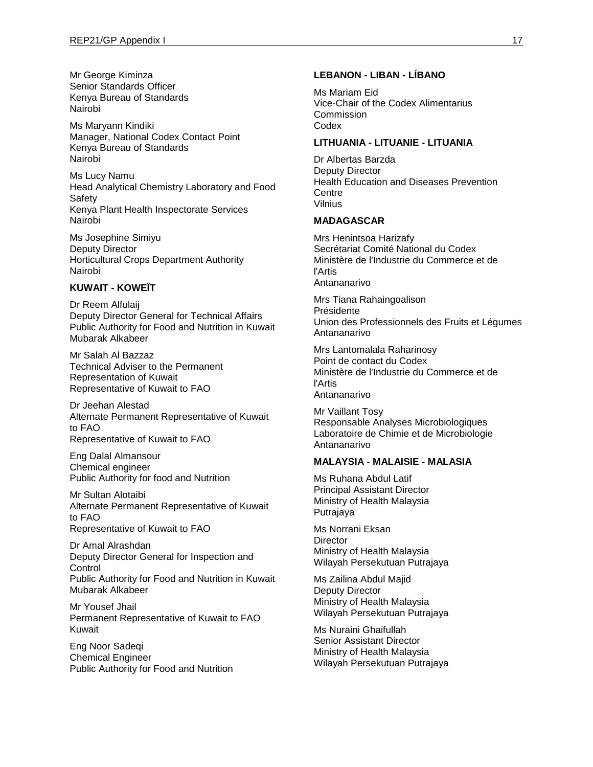Mr George Kiminza  
Senior Standards Officer  
Kenya Bureau of Standards  
Nairobi

Ms Maryann Kindiki  
Manager, National Codex Contact Point  
Kenya Bureau of Standards  
Nairobi

Ms Lucy Namu  
Head Analytical Chemistry Laboratory and Food Safety  
Kenya Plant Health Inspectorate Services  
Nairobi

Ms Josephine Simiyu  
Deputy Director  
Horticultural Crops Department Authority  
Nairobi

**KUWAIT - KOWEÏT**

Dr Reem Alfulaij  
Deputy Director General for Technical Affairs  
Public Authority for Food and Nutrition in Kuwait  
Mubarak Alkabeer

Mr Salah Al Bazzaz  
Technical Adviser to the Permanent Representation of Kuwait  
Representative of Kuwait to FAO

Dr Jeehan Alestad  
Alternate Permanent Representative of Kuwait to FAO  
Representative of Kuwait to FAO

Eng Dalal Almansour  
Chemical engineer  
Public Authority for food and Nutrition

Mr Sultan Alotaibi  
Alternate Permanent Representative of Kuwait to FAO  
Representative of Kuwait to FAO

Dr Amal Alrashdan  
Deputy Director General for Inspection and Control  
Public Authority for Food and Nutrition in Kuwait  
Mubarak Alkabeer

Mr Yousef Jhail  
Permanent Representative of Kuwait to FAO  
Kuwait

Eng Noor Sadeqi  
Chemical Engineer  
Public Authority for Food and Nutrition

**LEBANON - LIBAN - LÍBANO**

Ms Mariam Eid  
Vice-Chair of the Codex Alimentarius Commission  
Codex

**LITHUANIA - LITUANIE - LITUANIA**

Dr Albertas Barzda  
Deputy Director  
Health Education and Diseases Prevention Centre  
Vilnius

**MADAGASCAR**

Mrs Henintsoa Harizafy  
Secrétariat Comité National du Codex  
Ministère de l'Industrie du Commerce et de l'Artis  
Antananarivo

Mrs Tiana Rahaingoalison  
Présidente  
Union des Professionnels des Fruits et Légumes  
Antananarivo

Mrs Lantomalala Raharinosy  
Point de contact du Codex  
Ministère de l'Industrie du Commerce et de l'Artis  
Antananarivo

Mr Vaillant Tosy  
Responsable Analyses Microbiologiques  
Laboratoire de Chimie et de Microbiologie  
Antananarivo

**MALAYSIA - MALAISIE - MALASIA**

Ms Ruhana Abdul Latif  
Principal Assistant Director  
Ministry of Health Malaysia  
Putrajaya

Ms Norrani Eksan  
Director  
Ministry of Health Malaysia  
Wilayah Persekutuan Putrajaya

Ms Zailina Abdul Majid  
Deputy Director  
Ministry of Health Malaysia  
Wilayah Persekutuan Putrajaya

Ms Nuraini Ghaifullah  
Senior Assistant Director  
Ministry of Health Malaysia  
Wilayah Persekutuan Putrajaya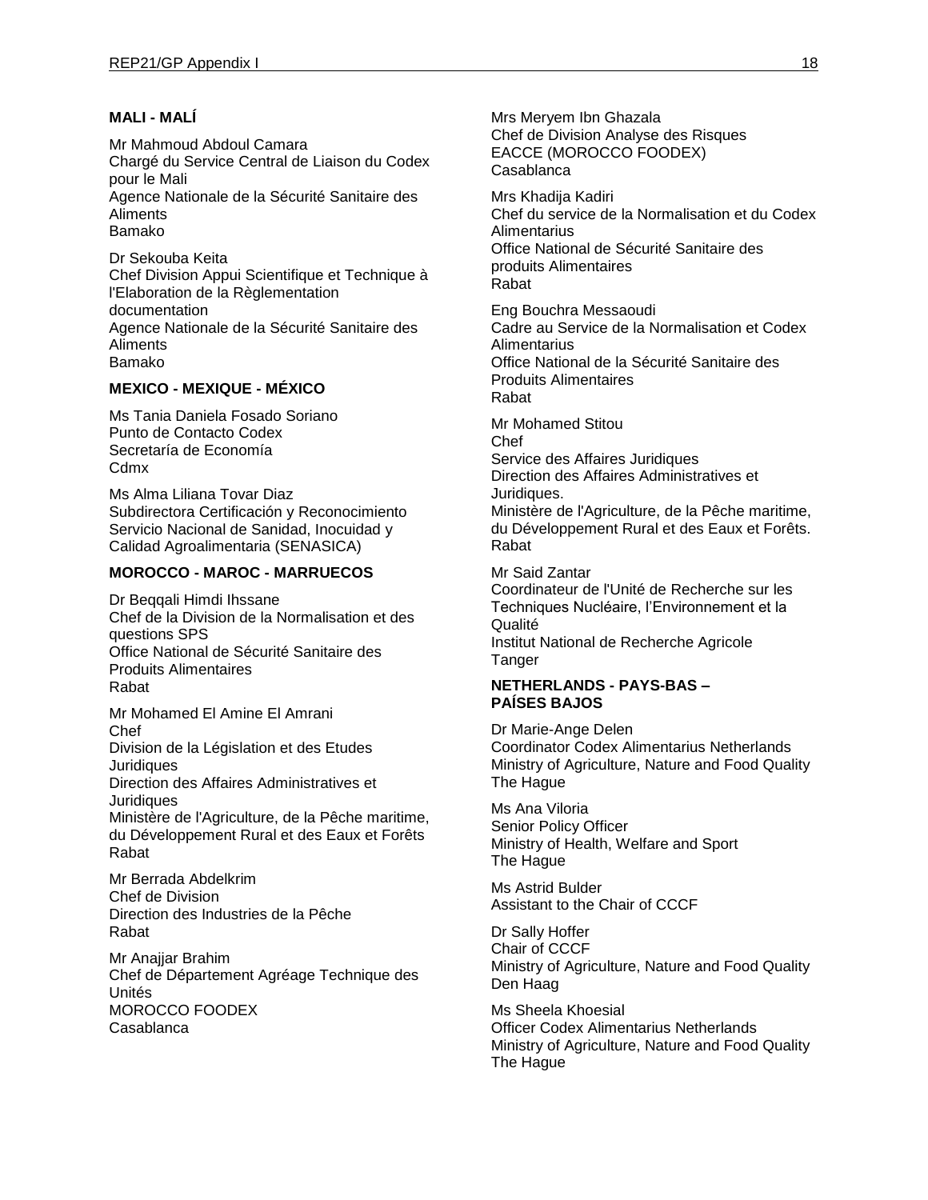**MALI - MALÍ**

Mr Mahmoud Abdoul Camara
Chargé du Service Central de Liaison du Codex pour le Mali
Agence Nationale de la Sécurité Sanitaire des Aliments
Bamako

Dr Sekouba Keita
Chef Division Appui Scientifique et Technique à l'Elaboration de la Règlementation documentation
Agence Nationale de la Sécurité Sanitaire des Aliments
Bamako

**MEXICO - MEXIQUE - MÉXICO**

Ms Tania Daniela Fosado Soriano
Punto de Contacto Codex
Secretaría de Economía
Cdmx

Ms Alma Liliana Tovar Diaz
Subdirectora Certificación y Reconocimiento
Servicio Nacional de Sanidad, Inocuidad y Calidad Agroalimentaria (SENASICA)

**MOROCCO - MAROC - MARRUECOS**

Dr Beqqali Himdi Ihssane
Chef de la Division de la Normalisation et des questions SPS
Office National de Sécurité Sanitaire des Produits Alimentaires
Rabat

Mr Mohamed El Amine El Amrani
Chef
Division de la Législation et des Etudes Juridiques
Direction des Affaires Administratives et Juridiques
Ministère de l'Agriculture, de la Pêche maritime, du Développement Rural et des Eaux et Forêts
Rabat

Mr Berrada Abdelkrim
Chef de Division
Direction des Industries de la Pêche
Rabat

Mr Anajjar Brahim
Chef de Département Agréage Technique des Unités
MOROCCO FOODEX
Casablanca

Mrs Meryem Ibn Ghazala
Chef de Division Analyse des Risques
EACCE (MOROCCO FOODEX)
Casablanca

Mrs Khadija Kadiri
Chef du service de la Normalisation et du Codex Alimentarius
Office National de Sécurité Sanitaire des produits Alimentaires
Rabat

Eng Bouchra Messaoudi
Cadre au Service de la Normalisation et Codex Alimentarius
Office National de la Sécurité Sanitaire des Produits Alimentaires
Rabat

Mr Mohamed Stitou
Chef
Service des Affaires Juridiques
Direction des Affaires Administratives et Juridiques.
Ministère de l'Agriculture, de la Pêche maritime, du Développement Rural et des Eaux et Forêts.
Rabat

Mr Said Zantar
Coordinateur de l'Unité de Recherche sur les Techniques Nucléaire, l'Environnement et la Qualité
Institut National de Recherche Agricole
Tanger

**NETHERLANDS - PAYS-BAS – PAÍSES BAJOS**

Dr Marie-Ange Delen
Coordinator Codex Alimentarius Netherlands
Ministry of Agriculture, Nature and Food Quality
The Hague

Ms Ana Viloria
Senior Policy Officer
Ministry of Health, Welfare and Sport
The Hague

Ms Astrid Bulder
Assistant to the Chair of CCCF

Dr Sally Hoffer
Chair of CCCF
Ministry of Agriculture, Nature and Food Quality
Den Haag

Ms Sheela Khoesial
Officer Codex Alimentarius Netherlands
Ministry of Agriculture, Nature and Food Quality
The Hague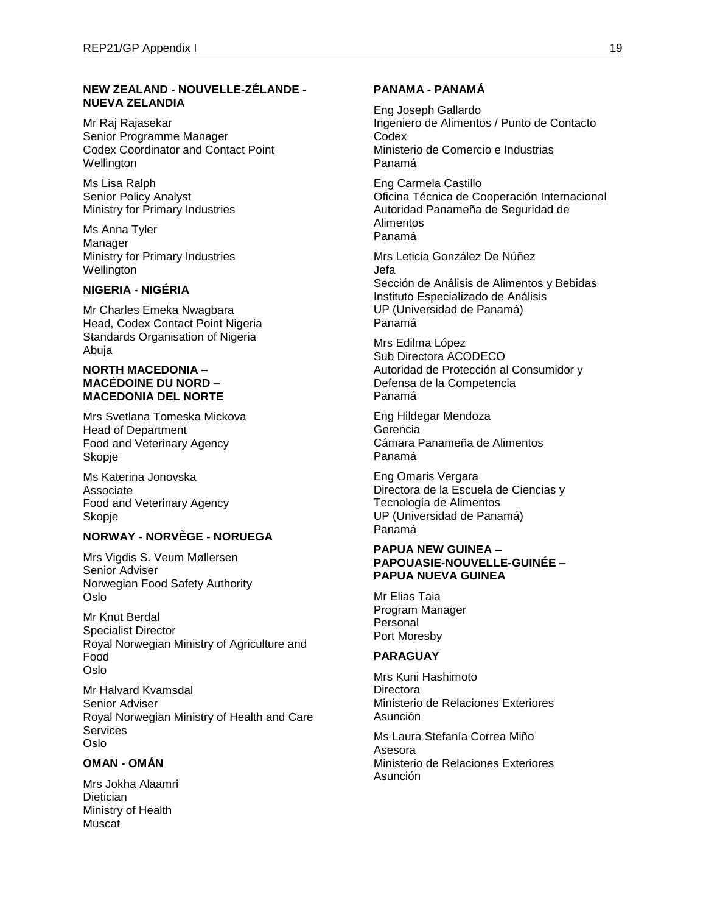**NEW ZEALAND - NOUVELLE-ZÉLANDE - NUEVA ZELANDIA**

Mr Raj Rajasekar
Senior Programme Manager
Codex Coordinator and Contact Point
Wellington

Ms Lisa Ralph
Senior Policy Analyst
Ministry for Primary Industries

Ms Anna Tyler
Manager
Ministry for Primary Industries
Wellington

**NIGERIA - NIGÉRIA**

Mr Charles Emeka Nwagbara
Head, Codex Contact Point Nigeria
Standards Organisation of Nigeria
Abuja

**NORTH MACEDONIA – MACÉDOINE DU NORD – MACEDONIA DEL NORTE**

Mrs Svetlana Tomeska Mickova
Head of Department
Food and Veterinary Agency
Skopje

Ms Katerina Jonovska
Associate
Food and Veterinary Agency
Skopje

**NORWAY - NORVÈGE - NORUEGA**

Mrs Vigdis S. Veum Møllersen
Senior Adviser
Norwegian Food Safety Authority
Oslo

Mr Knut Berdal
Specialist Director
Royal Norwegian Ministry of Agriculture and Food
Oslo

Mr Halvard Kvamsdal
Senior Adviser
Royal Norwegian Ministry of Health and Care Services
Oslo

**OMAN - OMÁN**

Mrs Jokha Alaamri
Dietician
Ministry of Health
Muscat

**PANAMA - PANAMÁ**

Eng Joseph Gallardo
Ingeniero de Alimentos / Punto de Contacto Codex
Ministerio de Comercio e Industrias
Panamá

Eng Carmela Castillo
Oficina Técnica de Cooperación Internacional
Autoridad Panameña de Seguridad de Alimentos
Panamá

Mrs Leticia González De Núñez
Jefa
Sección de Análisis de Alimentos y Bebidas
Instituto Especializado de Análisis
UP (Universidad de Panamá)
Panamá

Mrs Edilma López
Sub Directora ACODECO
Autoridad de Protección al Consumidor y Defensa de la Competencia
Panamá

Eng Hildegar Mendoza
Gerencia
Cámara Panameña de Alimentos
Panamá

Eng Omaris Vergara
Directora de la Escuela de Ciencias y Tecnología de Alimentos
UP (Universidad de Panamá)
Panamá

**PAPUA NEW GUINEA – PAPOUASIE-NOUVELLE-GUINÉE – PAPUA NUEVA GUINEA**

Mr Elias Taia
Program Manager
Personal
Port Moresby

**PARAGUAY**

Mrs Kuni Hashimoto
Directora
Ministerio de Relaciones Exteriores
Asunción

Ms Laura Stefanía Correa Miño
Asesora
Ministerio de Relaciones Exteriores
Asunción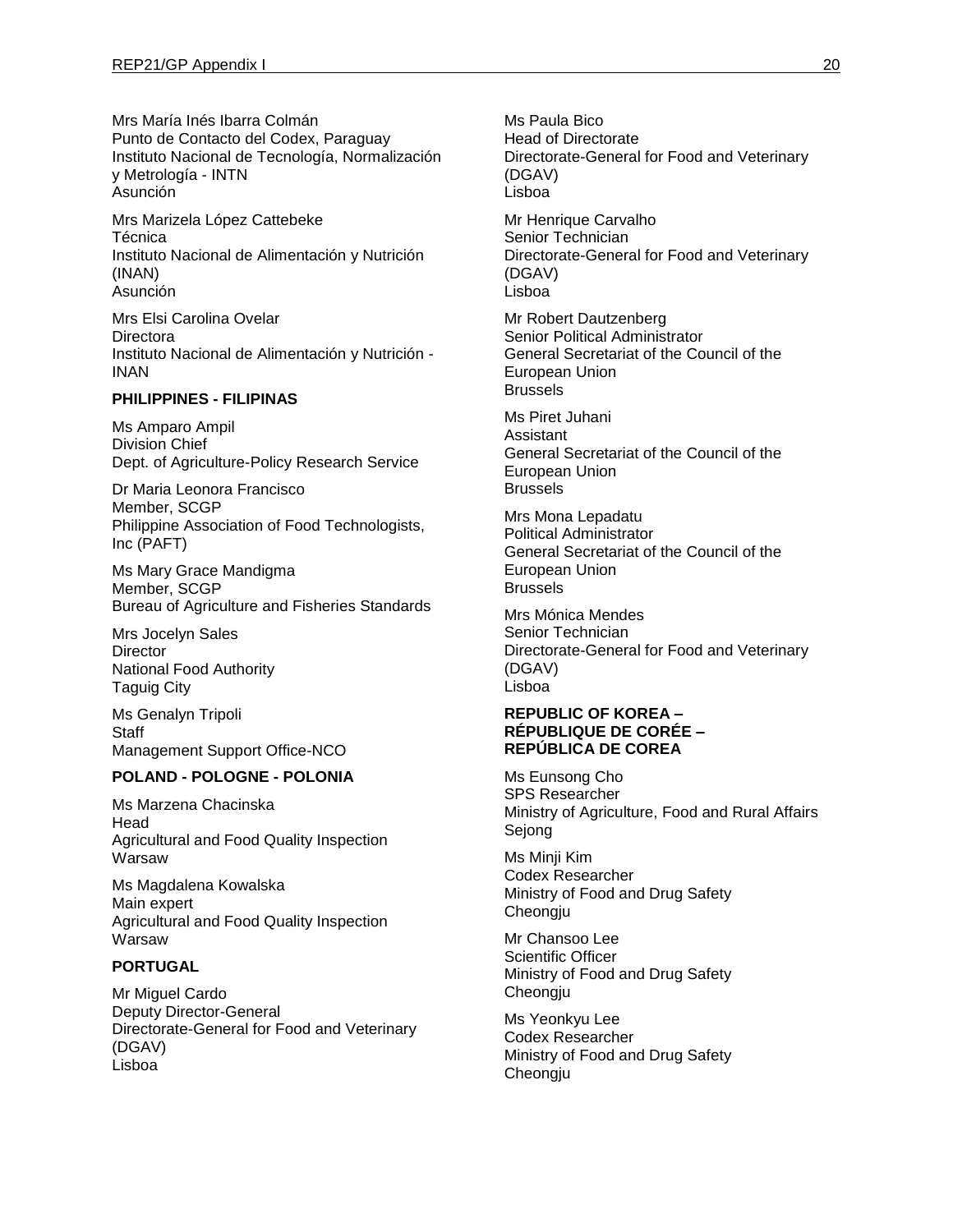Mrs María Inés Ibarra Colmán
Punto de Contacto del Codex, Paraguay
Instituto Nacional de Tecnología, Normalización y Metrología - INTN
Asunción

Mrs Marizela López Cattebeke
Técnica
Instituto Nacional de Alimentación y Nutrición (INAN)
Asunción

Mrs Elsi Carolina Ovelar
Directora
Instituto Nacional de Alimentación y Nutrición - INAN

**PHILIPPINES - FILIPINAS**

Ms Amparo Ampil
Division Chief
Dept. of Agriculture-Policy Research Service

Dr Maria Leonora Francisco
Member, SCGP
Philippine Association of Food Technologists, Inc (PAFT)

Ms Mary Grace Mandigma
Member, SCGP
Bureau of Agriculture and Fisheries Standards

Mrs Jocelyn Sales
Director
National Food Authority
Taguig City

Ms Genalyn Tripoli
Staff
Management Support Office-NCO

**POLAND - POLOGNE - POLONIA**

Ms Marzena Chacinska
Head
Agricultural and Food Quality Inspection
Warsaw

Ms Magdalena Kowalska
Main expert
Agricultural and Food Quality Inspection
Warsaw

**PORTUGAL**

Mr Miguel Cardo
Deputy Director-General
Directorate-General for Food and Veterinary (DGAV)
Lisboa

Ms Paula Bico
Head of Directorate
Directorate-General for Food and Veterinary (DGAV)
Lisboa

Mr Henrique Carvalho
Senior Technician
Directorate-General for Food and Veterinary (DGAV)
Lisboa

Mr Robert Dautzenberg
Senior Political Administrator
General Secretariat of the Council of the European Union
Brussels

Ms Piret Juhani
Assistant
General Secretariat of the Council of the European Union
Brussels

Mrs Mona Lepadatu
Political Administrator
General Secretariat of the Council of the European Union
Brussels

Mrs Mónica Mendes
Senior Technician
Directorate-General for Food and Veterinary (DGAV)
Lisboa

**REPUBLIC OF KOREA – RÉPUBLIQUE DE CORÉE – REPÚBLICA DE COREA**

Ms Eunsong Cho
SPS Researcher
Ministry of Agriculture, Food and Rural Affairs
Sejong

Ms Minji Kim
Codex Researcher
Ministry of Food and Drug Safety
Cheongju

Mr Chansoo Lee
Scientific Officer
Ministry of Food and Drug Safety
Cheongju

Ms Yeonkyu Lee
Codex Researcher
Ministry of Food and Drug Safety
Cheongju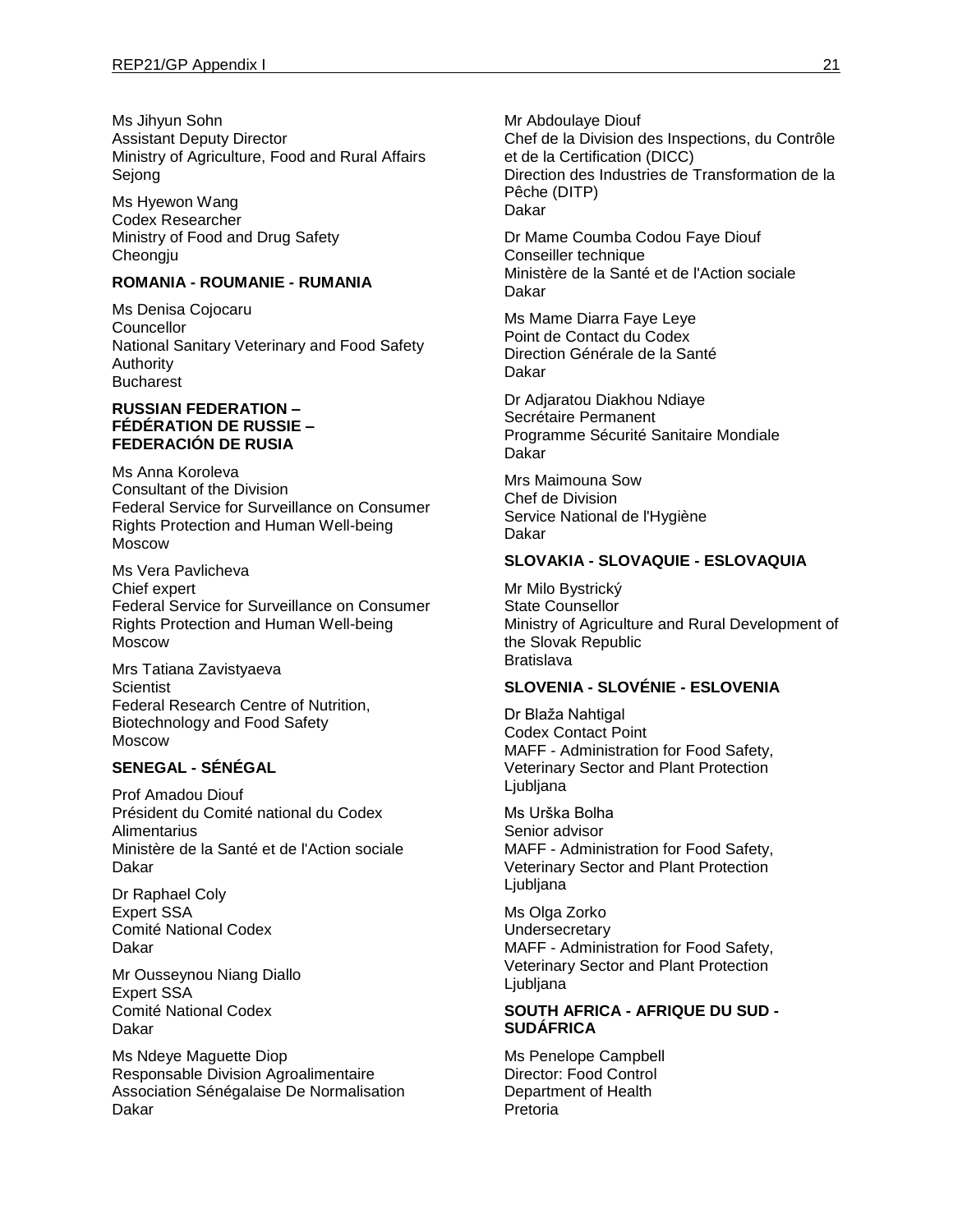Ms Jihyun Sohn
Assistant Deputy Director
Ministry of Agriculture, Food and Rural Affairs
Sejong

Ms Hyewon Wang
Codex Researcher
Ministry of Food and Drug Safety
Cheongju

**ROMANIA - ROUMANIE - RUMANIA**

Ms Denisa Cojocaru
Councellor
National Sanitary Veterinary and Food Safety Authority
Bucharest

**RUSSIAN FEDERATION – FÉDÉRATION DE RUSSIE – FEDERACIÓN DE RUSIA**

Ms Anna Koroleva
Consultant of the Division
Federal Service for Surveillance on Consumer Rights Protection and Human Well-being
Moscow

Ms Vera Pavlicheva
Chief expert
Federal Service for Surveillance on Consumer Rights Protection and Human Well-being
Moscow

Mrs Tatiana Zavistyaeva
Scientist
Federal Research Centre of Nutrition, Biotechnology and Food Safety
Moscow

**SENEGAL - SÉNÉGAL**

Prof Amadou Diouf
Président du Comité national du Codex Alimentarius
Ministère de la Santé et de l'Action sociale
Dakar

Dr Raphael Coly
Expert SSA
Comité National Codex
Dakar

Mr Ousseynou Niang Diallo
Expert SSA
Comité National Codex
Dakar

Ms Ndeye Maguette Diop
Responsable Division Agroalimentaire
Association Sénégalaise De Normalisation
Dakar

Mr Abdoulaye Diouf
Chef de la Division des Inspections, du Contrôle et de la Certification (DICC)
Direction des Industries de Transformation de la Pêche (DITP)
Dakar

Dr Mame Coumba Codou Faye Diouf
Conseiller technique
Ministère de la Santé et de l'Action sociale
Dakar

Ms Mame Diarra Faye Leye
Point de Contact du Codex
Direction Générale de la Santé
Dakar

Dr Adjaratou Diakhou Ndiaye
Secrétaire Permanent
Programme Sécurité Sanitaire Mondiale
Dakar

Mrs Maimouna Sow
Chef de Division
Service National de l'Hygiène
Dakar

**SLOVAKIA - SLOVAQUIE - ESLOVAQUIA**

Mr Milo Bystrický
State Counsellor
Ministry of Agriculture and Rural Development of the Slovak Republic
Bratislava

**SLOVENIA - SLOVÉNIE - ESLOVENIA**

Dr Blaža Nahtigal
Codex Contact Point
MAFF - Administration for Food Safety, Veterinary Sector and Plant Protection
Ljubljana

Ms Urška Bolha
Senior advisor
MAFF - Administration for Food Safety, Veterinary Sector and Plant Protection
Ljubljana

Ms Olga Zorko
Undersecretary
MAFF - Administration for Food Safety, Veterinary Sector and Plant Protection
Ljubljana

**SOUTH AFRICA - AFRIQUE DU SUD - SUDÁFRICA**

Ms Penelope Campbell
Director: Food Control
Department of Health
Pretoria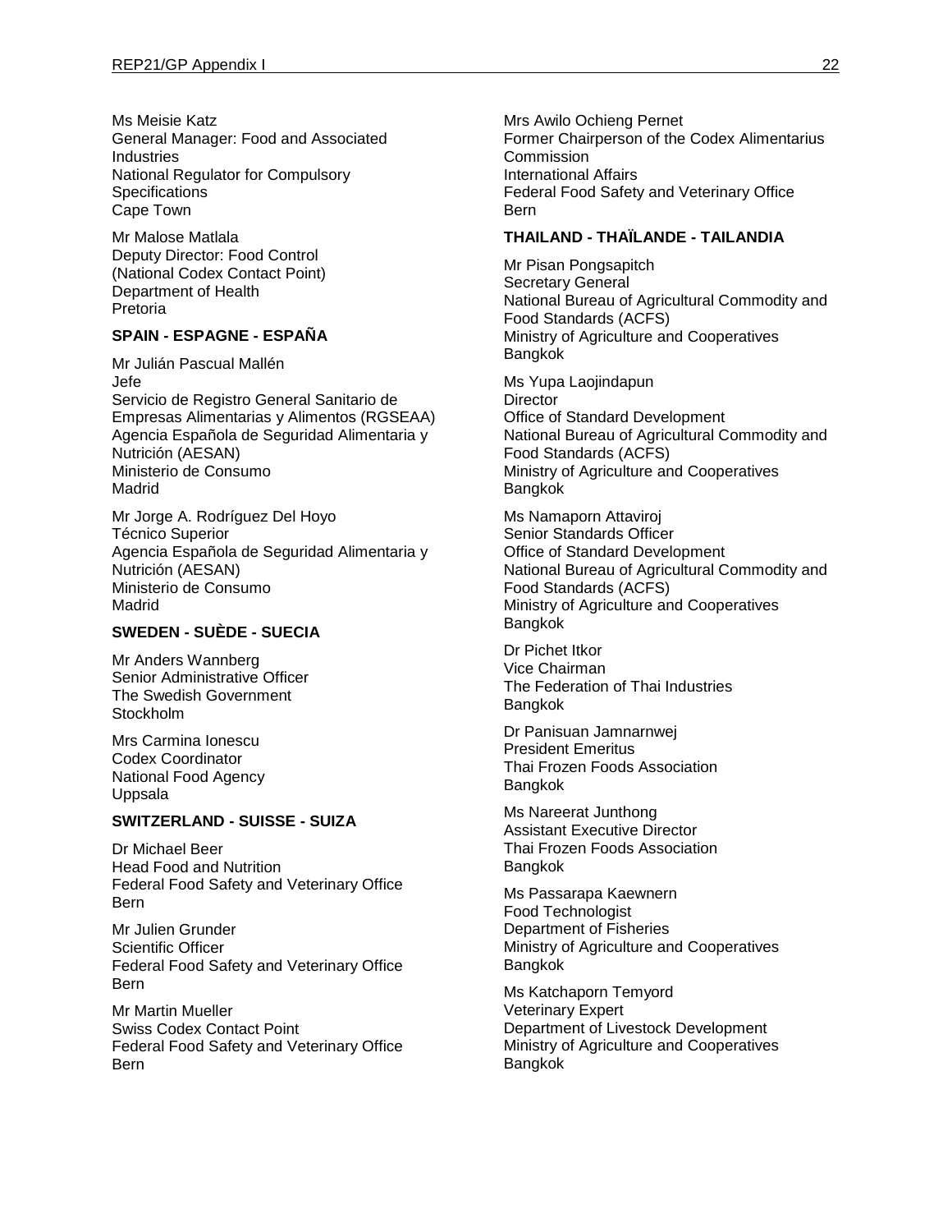Ms Meisie Katz
General Manager: Food and Associated Industries
National Regulator for Compulsory Specifications
Cape Town

Mr Malose Matlala
Deputy Director: Food Control
(National Codex Contact Point)
Department of Health
Pretoria

**SPAIN - ESPAGNE - ESPAÑA**

Mr Julián Pascual Mallén
Jefe
Servicio de Registro General Sanitario de Empresas Alimentarias y Alimentos (RGSEAA)
Agencia Española de Seguridad Alimentaria y Nutrición (AESAN)
Ministerio de Consumo
Madrid

Mr Jorge A. Rodríguez Del Hoyo
Técnico Superior
Agencia Española de Seguridad Alimentaria y Nutrición (AESAN)
Ministerio de Consumo
Madrid

**SWEDEN - SUÈDE - SUECIA**

Mr Anders Wannberg
Senior Administrative Officer
The Swedish Government
Stockholm

Mrs Carmina Ionescu
Codex Coordinator
National Food Agency
Uppsala

**SWITZERLAND - SUISSE - SUIZA**

Dr Michael Beer
Head Food and Nutrition
Federal Food Safety and Veterinary Office
Bern

Mr Julien Grunder
Scientific Officer
Federal Food Safety and Veterinary Office
Bern

Mr Martin Mueller
Swiss Codex Contact Point
Federal Food Safety and Veterinary Office
Bern

Mrs Awilo Ochieng Pernet
Former Chairperson of the Codex Alimentarius Commission
International Affairs
Federal Food Safety and Veterinary Office
Bern

**THAILAND - THAÏLANDE - TAILANDIA**

Mr Pisan Pongsapitch
Secretary General
National Bureau of Agricultural Commodity and Food Standards (ACFS)
Ministry of Agriculture and Cooperatives
Bangkok

Ms Yupa Laojindapun
Director
Office of Standard Development
National Bureau of Agricultural Commodity and Food Standards (ACFS)
Ministry of Agriculture and Cooperatives
Bangkok

Ms Namaporn Attaviroj
Senior Standards Officer
Office of Standard Development
National Bureau of Agricultural Commodity and Food Standards (ACFS)
Ministry of Agriculture and Cooperatives
Bangkok

Dr Pichet Itkor
Vice Chairman
The Federation of Thai Industries
Bangkok

Dr Panisuan Jamnarnwej
President Emeritus
Thai Frozen Foods Association
Bangkok

Ms Nareerat Junthong
Assistant Executive Director
Thai Frozen Foods Association
Bangkok

Ms Passarapa Kaewnern
Food Technologist
Department of Fisheries
Ministry of Agriculture and Cooperatives
Bangkok

Ms Katchaporn Temyord
Veterinary Expert
Department of Livestock Development
Ministry of Agriculture and Cooperatives
Bangkok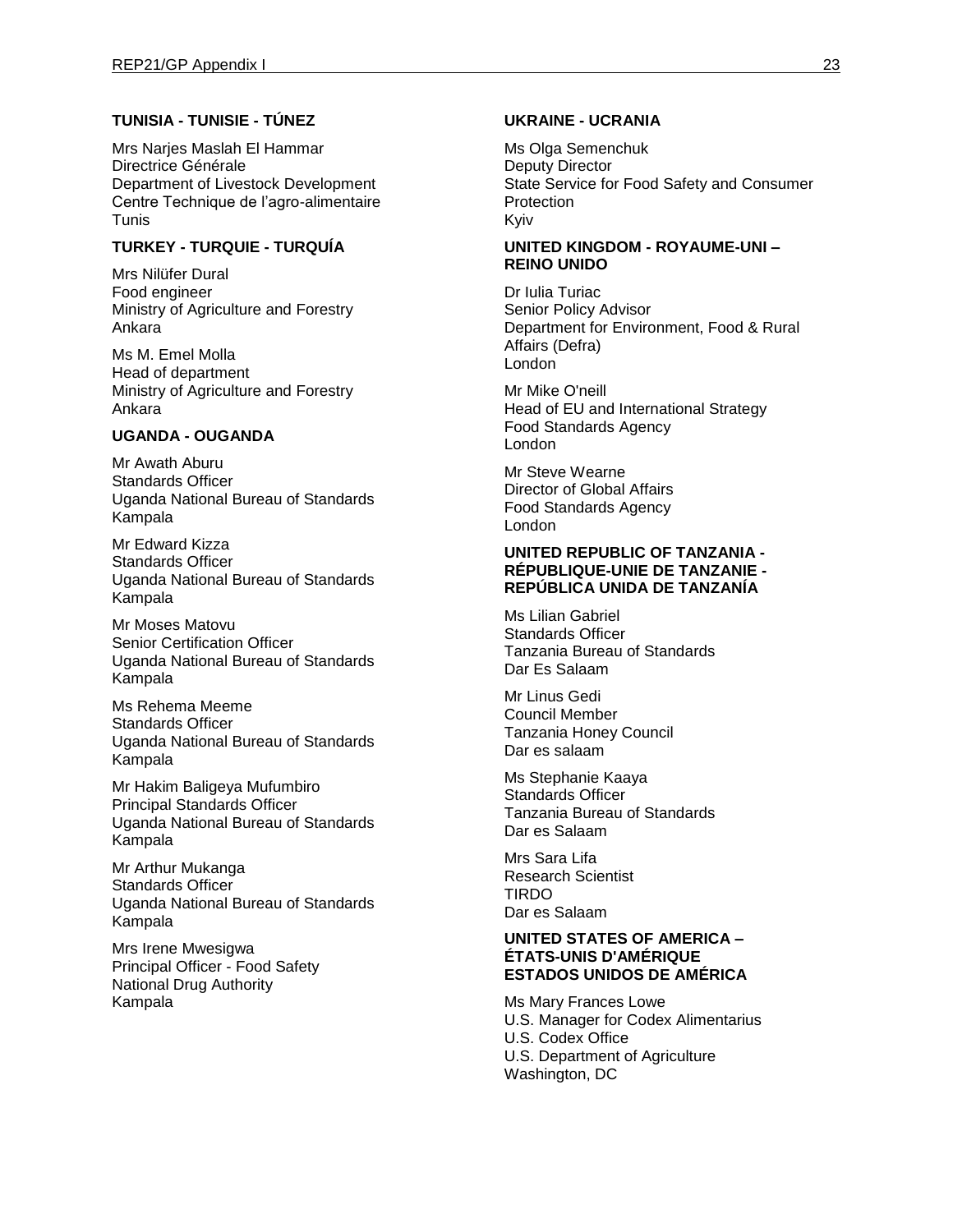**TUNISIA - TUNISIE - TÚNEZ**

Mrs Narjes Maslah El Hammar
Directrice Générale
Department of Livestock Development
Centre Technique de l'agro-alimentaire
Tunis

**TURKEY - TURQUIE - TURQUÍA**

Mrs Nilüfer Dural
Food engineer
Ministry of Agriculture and Forestry
Ankara

Ms M. Emel Molla
Head of department
Ministry of Agriculture and Forestry
Ankara

**UGANDA - OUGANDA**

Mr Awath Aburu
Standards Officer
Uganda National Bureau of Standards
Kampala

Mr Edward Kizza
Standards Officer
Uganda National Bureau of Standards
Kampala

Mr Moses Matovu
Senior Certification Officer
Uganda National Bureau of Standards
Kampala

Ms Rehema Meeme
Standards Officer
Uganda National Bureau of Standards
Kampala

Mr Hakim Baligeya Mufumbiro
Principal Standards Officer
Uganda National Bureau of Standards
Kampala

Mr Arthur Mukanga
Standards Officer
Uganda National Bureau of Standards
Kampala

Mrs Irene Mwesigwa
Principal Officer - Food Safety
National Drug Authority
Kampala

**UKRAINE - UCRANIA**

Ms Olga Semenchuk
Deputy Director
State Service for Food Safety and Consumer Protection
Kyiv

**UNITED KINGDOM - ROYAUME-UNI – REINO UNIDO**

Dr Iulia Turiac
Senior Policy Advisor
Department for Environment, Food & Rural Affairs (Defra)
London

Mr Mike O'neill
Head of EU and International Strategy
Food Standards Agency
London

Mr Steve Wearne
Director of Global Affairs
Food Standards Agency
London

**UNITED REPUBLIC OF TANZANIA - RÉPUBLIQUE-UNIE DE TANZANIE - REPÚBLICA UNIDA DE TANZANÍA**

Ms Lilian Gabriel
Standards Officer
Tanzania Bureau of Standards
Dar Es Salaam

Mr Linus Gedi
Council Member
Tanzania Honey Council
Dar es salaam

Ms Stephanie Kaaya
Standards Officer
Tanzania Bureau of Standards
Dar es Salaam

Mrs Sara Lifa
Research Scientist
TIRDO
Dar es Salaam

**UNITED STATES OF AMERICA – ÉTATS-UNIS D'AMÉRIQUE ESTADOS UNIDOS DE AMÉRICA**

Ms Mary Frances Lowe
U.S. Manager for Codex Alimentarius
U.S. Codex Office
U.S. Department of Agriculture
Washington, DC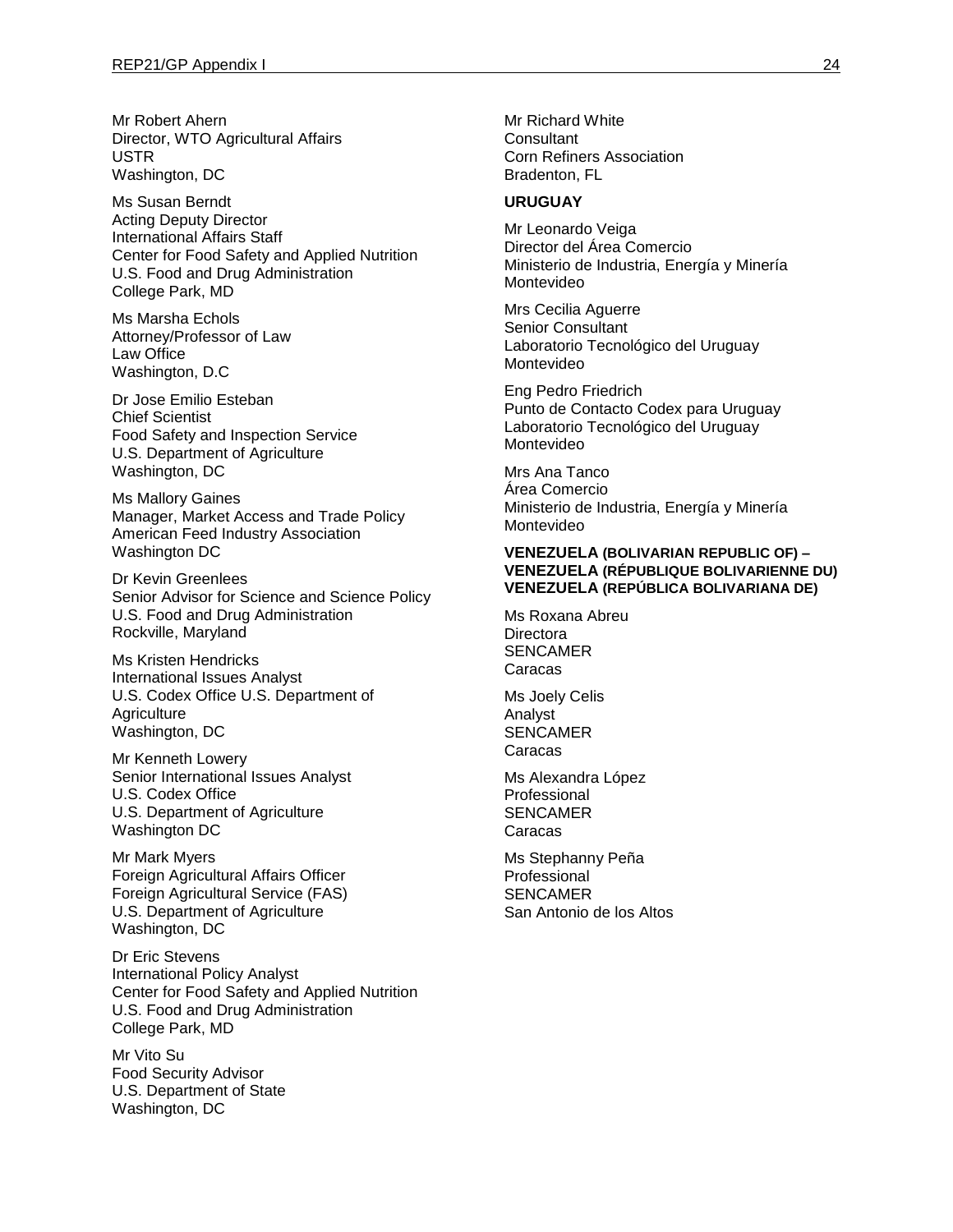Mr Robert Ahern
Director, WTO Agricultural Affairs
USTR
Washington, DC

Ms Susan Berndt
Acting Deputy Director
International Affairs Staff
Center for Food Safety and Applied Nutrition
U.S. Food and Drug Administration
College Park, MD

Ms Marsha Echols
Attorney/Professor of Law
Law Office
Washington, D.C

Dr Jose Emilio Esteban
Chief Scientist
Food Safety and Inspection Service
U.S. Department of Agriculture
Washington, DC

Ms Mallory Gaines
Manager, Market Access and Trade Policy
American Feed Industry Association
Washington DC

Dr Kevin Greenlees
Senior Advisor for Science and Science Policy
U.S. Food and Drug Administration
Rockville, Maryland

Ms Kristen Hendricks
International Issues Analyst
U.S. Codex Office U.S. Department of Agriculture
Washington, DC

Mr Kenneth Lowery
Senior International Issues Analyst
U.S. Codex Office
U.S. Department of Agriculture
Washington DC

Mr Mark Myers
Foreign Agricultural Affairs Officer
Foreign Agricultural Service (FAS)
U.S. Department of Agriculture
Washington, DC

Dr Eric Stevens
International Policy Analyst
Center for Food Safety and Applied Nutrition
U.S. Food and Drug Administration
College Park, MD

Mr Vito Su
Food Security Advisor
U.S. Department of State
Washington, DC

Mr Richard White
Consultant
Corn Refiners Association
Bradenton, FL

**URUGUAY**

Mr Leonardo Veiga
Director del Área Comercio
Ministerio de Industria, Energía y Minería
Montevideo

Mrs Cecilia Aguerre
Senior Consultant
Laboratorio Tecnológico del Uruguay
Montevideo

Eng Pedro Friedrich
Punto de Contacto Codex para Uruguay
Laboratorio Tecnológico del Uruguay
Montevideo

Mrs Ana Tanco
Área Comercio
Ministerio de Industria, Energía y Minería
Montevideo

**VENEZUELA (BOLIVARIAN REPUBLIC OF) – VENEZUELA (RÉPUBLIQUE BOLIVARIENNE DU) VENEZUELA (REPÚBLICA BOLIVARIANA DE)**

Ms Roxana Abreu
Directora
SENCAMER
Caracas

Ms Joely Celis
Analyst
SENCAMER
Caracas

Ms Alexandra López
Professional
SENCAMER
Caracas

Ms Stephanny Peña
Professional
SENCAMER
San Antonio de los Altos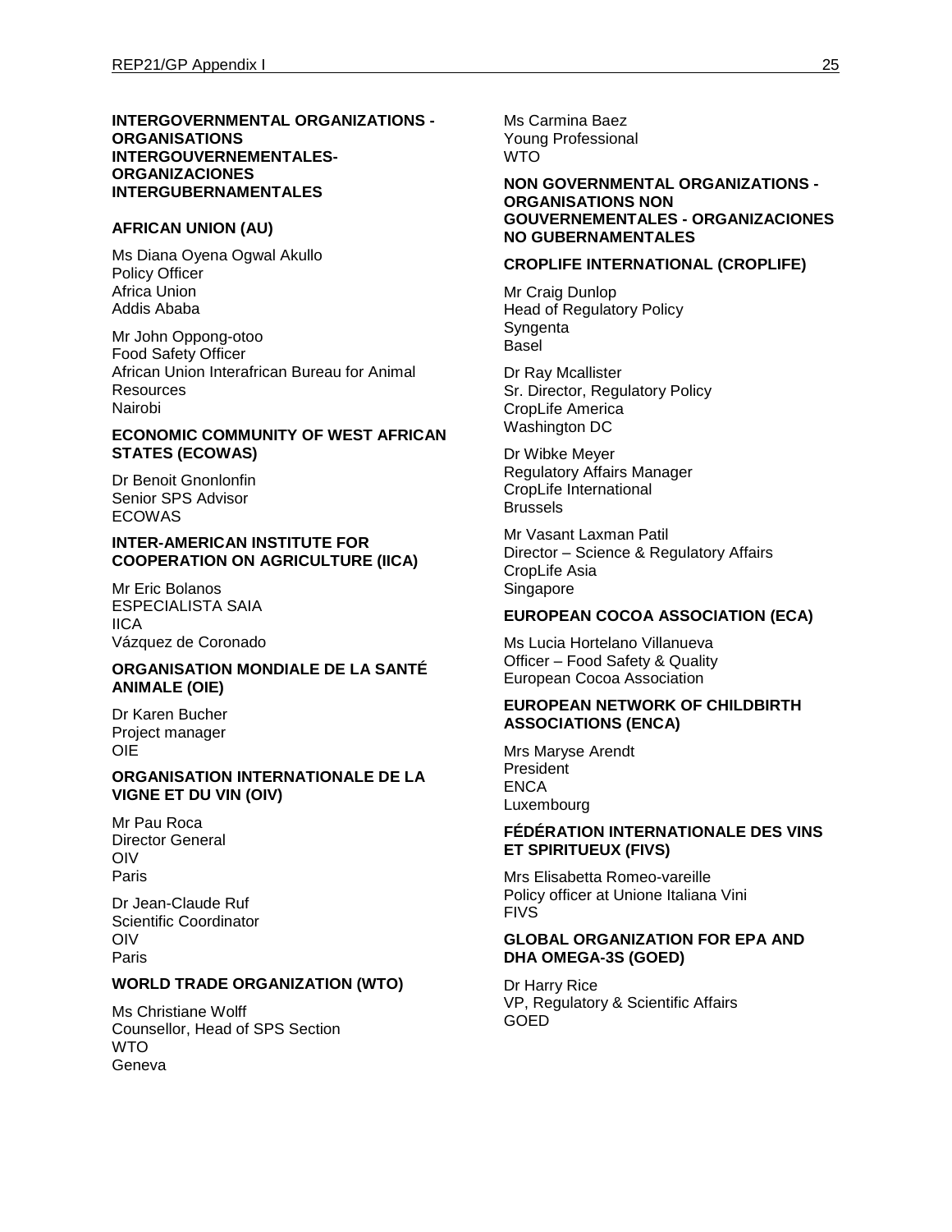**INTERGOVERNMENTAL ORGANIZATIONS - ORGANISATIONS INTERGOUVERNEMENTALES- ORGANIZACIONES INTERGUBERNAMENTALES**

**AFRICAN UNION (AU)**

Ms Diana Oyena Ogwal Akullo
Policy Officer
Africa Union
Addis Ababa

Mr John Oppong-otoo
Food Safety Officer
African Union Interafrican Bureau for Animal Resources
Nairobi

**ECONOMIC COMMUNITY OF WEST AFRICAN STATES (ECOWAS)**

Dr Benoit Gnonlonfin
Senior SPS Advisor
ECOWAS

**INTER-AMERICAN INSTITUTE FOR COOPERATION ON AGRICULTURE (IICA)**

Mr Eric Bolanos
ESPECIALISTA SAIA
IICA
Vázquez de Coronado

**ORGANISATION MONDIALE DE LA SANTÉ ANIMALE (OIE)**

Dr Karen Bucher
Project manager
OIE

**ORGANISATION INTERNATIONALE DE LA VIGNE ET DU VIN (OIV)**

Mr Pau Roca
Director General
OIV
Paris

Dr Jean-Claude Ruf
Scientific Coordinator
OIV
Paris

**WORLD TRADE ORGANIZATION (WTO)**

Ms Christiane Wolff
Counsellor, Head of SPS Section
WTO
Geneva

Ms Carmina Baez
Young Professional
WTO

**NON GOVERNMENTAL ORGANIZATIONS - ORGANISATIONS NON GOUVERNEMENTALES - ORGANIZACIONES NO GUBERNAMENTALES**

**CROPLIFE INTERNATIONAL (CROPLIFE)**

Mr Craig Dunlop
Head of Regulatory Policy
Syngenta
Basel

Dr Ray Mcallister
Sr. Director, Regulatory Policy
CropLife America
Washington DC

Dr Wibke Meyer
Regulatory Affairs Manager
CropLife International
Brussels

Mr Vasant Laxman Patil
Director – Science & Regulatory Affairs
CropLife Asia
Singapore

**EUROPEAN COCOA ASSOCIATION (ECA)**

Ms Lucia Hortelano Villanueva
Officer – Food Safety & Quality
European Cocoa Association

**EUROPEAN NETWORK OF CHILDBIRTH ASSOCIATIONS (ENCA)**

Mrs Maryse Arendt
President
ENCA
Luxembourg

**FÉDÉRATION INTERNATIONALE DES VINS ET SPIRITUEUX (FIVS)**

Mrs Elisabetta Romeo-vareille
Policy officer at Unione Italiana Vini
FIVS

**GLOBAL ORGANIZATION FOR EPA AND DHA OMEGA-3S (GOED)**

Dr Harry Rice
VP, Regulatory & Scientific Affairs
GOED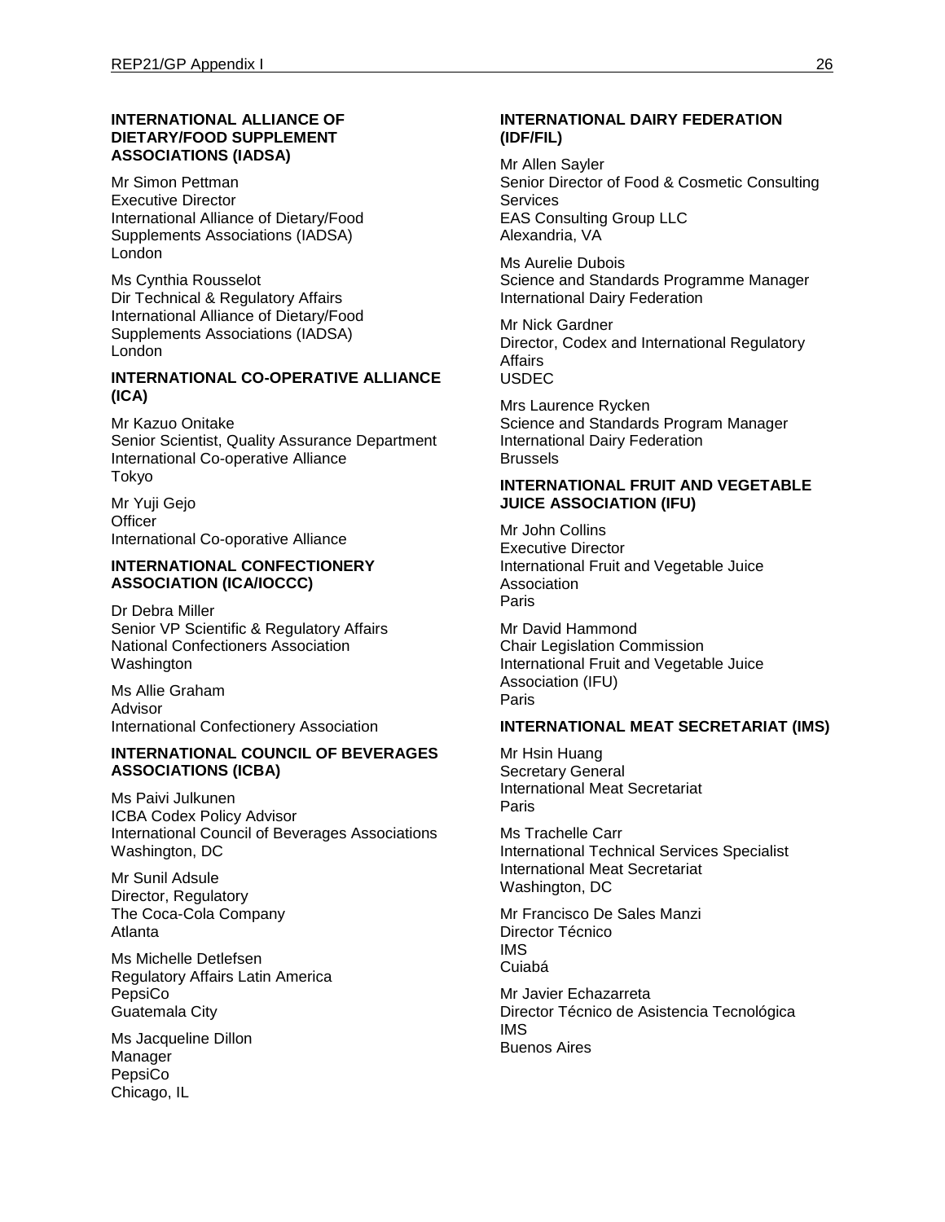**INTERNATIONAL ALLIANCE OF DIETARY/FOOD SUPPLEMENT ASSOCIATIONS (IADSA)**

Mr Simon Pettman
Executive Director
International Alliance of Dietary/Food Supplements Associations (IADSA)
London

Ms Cynthia Rousselot
Dir Technical & Regulatory Affairs
International Alliance of Dietary/Food Supplements Associations (IADSA)
London

**INTERNATIONAL CO-OPERATIVE ALLIANCE (ICA)**

Mr Kazuo Onitake
Senior Scientist, Quality Assurance Department
International Co-operative Alliance
Tokyo

Mr Yuji Gejo
Officer
International Co-oporative Alliance

**INTERNATIONAL CONFECTIONERY ASSOCIATION (ICA/IOCCC)**

Dr Debra Miller
Senior VP Scientific & Regulatory Affairs
National Confectioners Association
Washington

Ms Allie Graham
Advisor
International Confectionery Association

**INTERNATIONAL COUNCIL OF BEVERAGES ASSOCIATIONS (ICBA)**

Ms Paivi Julkunen
ICBA Codex Policy Advisor
International Council of Beverages Associations
Washington, DC

Mr Sunil Adsule
Director, Regulatory
The Coca-Cola Company
Atlanta

Ms Michelle Detlefsen
Regulatory Affairs Latin America
PepsiCo
Guatemala City

Ms Jacqueline Dillon
Manager
PepsiCo
Chicago, IL

**INTERNATIONAL DAIRY FEDERATION (IDF/FIL)**

Mr Allen Sayler
Senior Director of Food & Cosmetic Consulting Services
EAS Consulting Group LLC
Alexandria, VA

Ms Aurelie Dubois
Science and Standards Programme Manager
International Dairy Federation

Mr Nick Gardner
Director, Codex and International Regulatory Affairs
USDEC

Mrs Laurence Rycken
Science and Standards Program Manager
International Dairy Federation
Brussels

**INTERNATIONAL FRUIT AND VEGETABLE JUICE ASSOCIATION (IFU)**

Mr John Collins
Executive Director
International Fruit and Vegetable Juice Association
Paris

Mr David Hammond
Chair Legislation Commission
International Fruit and Vegetable Juice Association (IFU)
Paris

**INTERNATIONAL MEAT SECRETARIAT (IMS)**

Mr Hsin Huang
Secretary General
International Meat Secretariat
Paris

Ms Trachelle Carr
International Technical Services Specialist
International Meat Secretariat
Washington, DC

Mr Francisco De Sales Manzi
Director Técnico
IMS
Cuiabá

Mr Javier Echazarreta
Director Técnico de Asistencia Tecnológica
IMS
Buenos Aires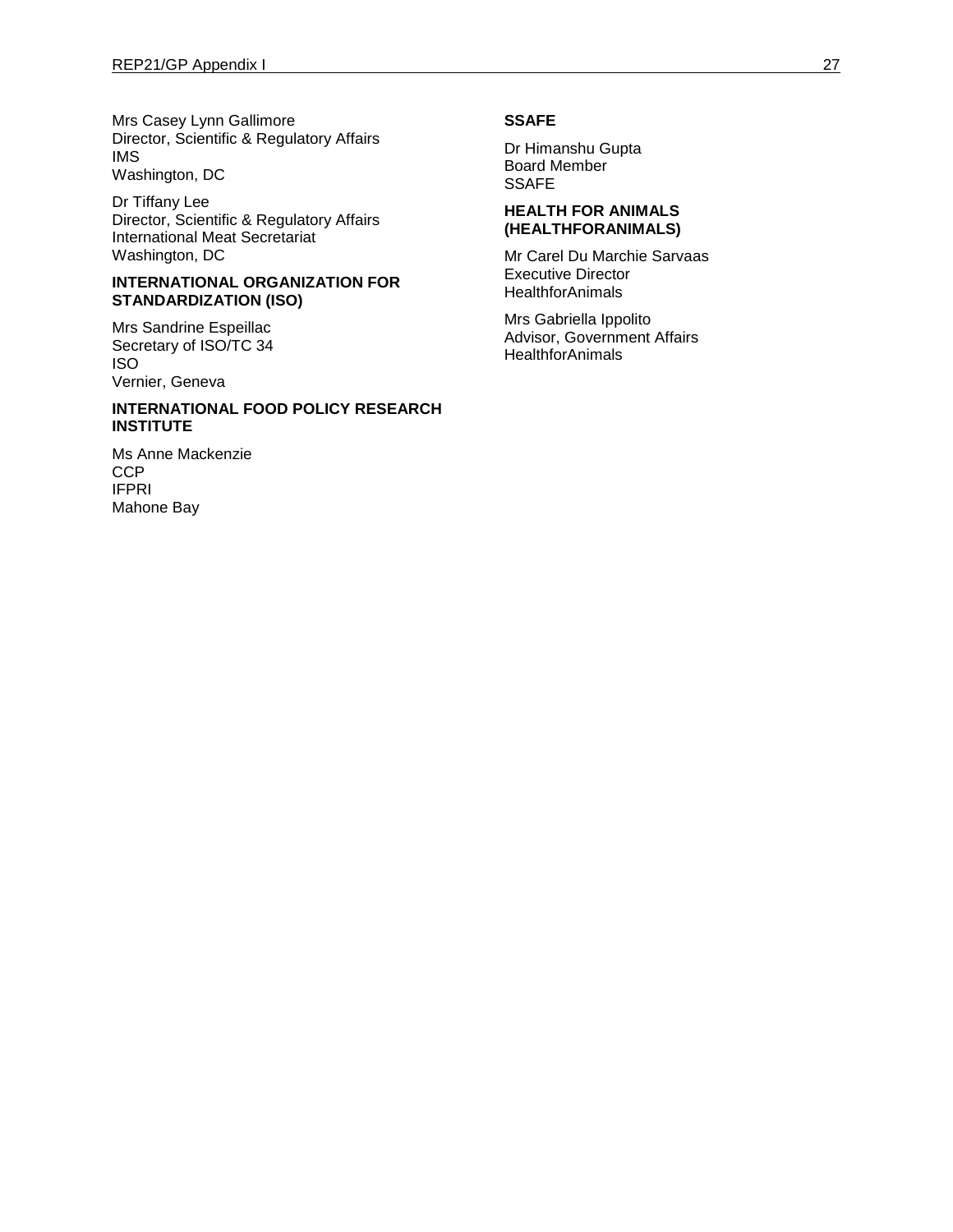Mrs Casey Lynn Gallimore
Director, Scientific & Regulatory Affairs
IMS
Washington, DC

Dr Tiffany Lee
Director, Scientific & Regulatory Affairs
International Meat Secretariat
Washington, DC

**INTERNATIONAL ORGANIZATION FOR STANDARDIZATION (ISO)**

Mrs Sandrine Espeillac
Secretary of ISO/TC 34
ISO
Vernier, Geneva

**INTERNATIONAL FOOD POLICY RESEARCH INSTITUTE**

Ms Anne Mackenzie
CCP
IFPRI
Mahone Bay

**SSAFE**

Dr Himanshu Gupta
Board Member
SSAFE

**HEALTH FOR ANIMALS (HEALTHFORANIMALS)**

Mr Carel Du Marchie Sarvaas
Executive Director
HealthforAnimals

Mrs Gabriella Ippolito
Advisor, Government Affairs
HealthforAnimals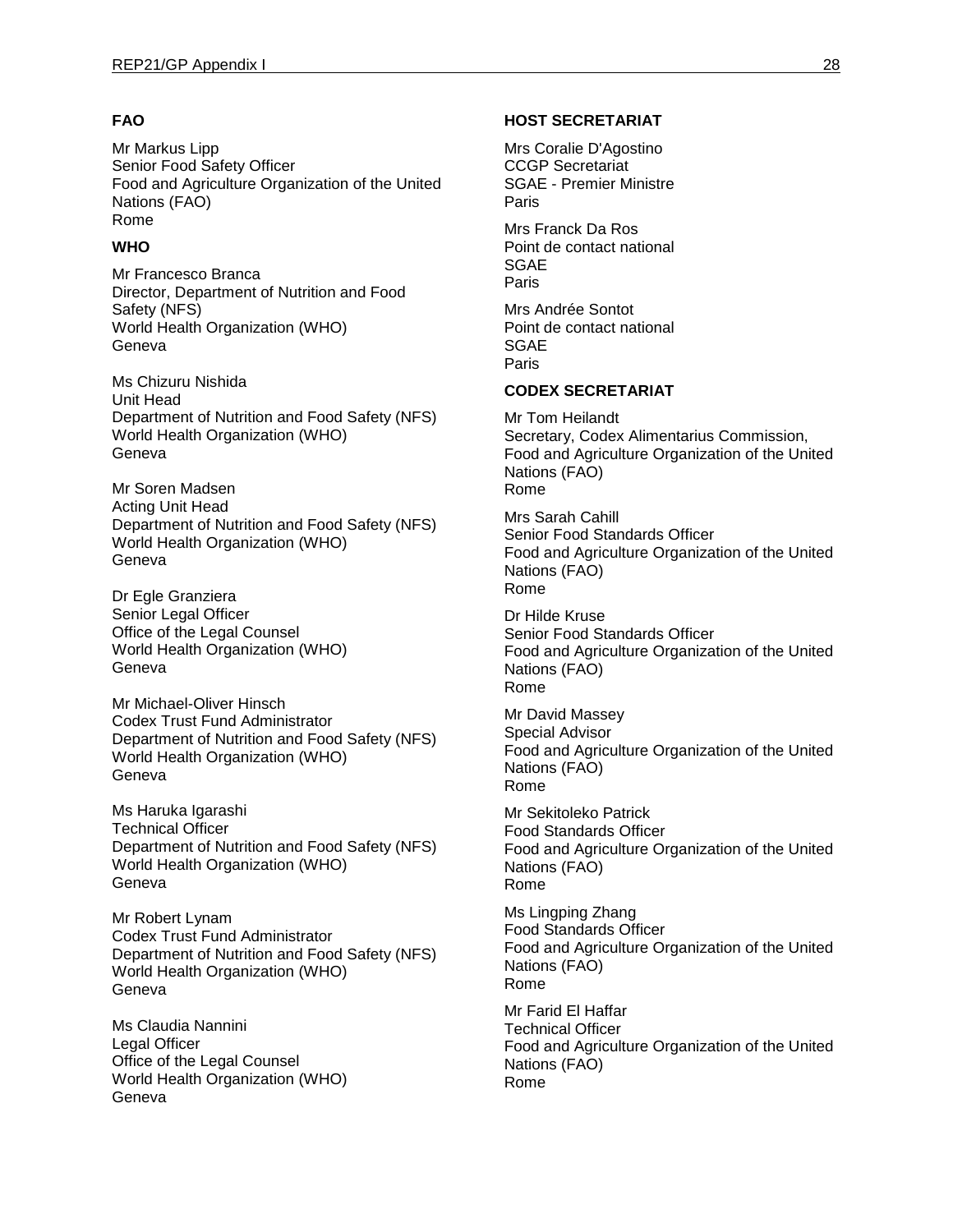**FAO**

Mr Markus Lipp
Senior Food Safety Officer
Food and Agriculture Organization of the United Nations (FAO)
Rome

**WHO**

Mr Francesco Branca
Director, Department of Nutrition and Food Safety (NFS)
World Health Organization (WHO)
Geneva

Ms Chizuru Nishida
Unit Head
Department of Nutrition and Food Safety (NFS)
World Health Organization (WHO)
Geneva

Mr Soren Madsen
Acting Unit Head
Department of Nutrition and Food Safety (NFS)
World Health Organization (WHO)
Geneva

Dr Egle Granziera
Senior Legal Officer
Office of the Legal Counsel
World Health Organization (WHO)
Geneva

Mr Michael-Oliver Hinsch
Codex Trust Fund Administrator
Department of Nutrition and Food Safety (NFS)
World Health Organization (WHO)
Geneva

Ms Haruka Igarashi
Technical Officer
Department of Nutrition and Food Safety (NFS)
World Health Organization (WHO)
Geneva

Mr Robert Lynam
Codex Trust Fund Administrator
Department of Nutrition and Food Safety (NFS)
World Health Organization (WHO)
Geneva

Ms Claudia Nannini
Legal Officer
Office of the Legal Counsel
World Health Organization (WHO)
Geneva

**HOST SECRETARIAT**

Mrs Coralie D'Agostino
CCGP Secretariat
SGAE - Premier Ministre
Paris

Mrs Franck Da Ros
Point de contact national
SGAE
Paris

Mrs Andrée Sontot
Point de contact national
SGAE
Paris

**CODEX SECRETARIAT**

Mr Tom Heilandt
Secretary, Codex Alimentarius Commission,
Food and Agriculture Organization of the United Nations (FAO)
Rome

Mrs Sarah Cahill
Senior Food Standards Officer
Food and Agriculture Organization of the United Nations (FAO)
Rome

Dr Hilde Kruse
Senior Food Standards Officer
Food and Agriculture Organization of the United Nations (FAO)
Rome

Mr David Massey
Special Advisor
Food and Agriculture Organization of the United Nations (FAO)
Rome

Mr Sekitoleko Patrick
Food Standards Officer
Food and Agriculture Organization of the United Nations (FAO)
Rome

Ms Lingping Zhang
Food Standards Officer
Food and Agriculture Organization of the United Nations (FAO)
Rome

Mr Farid El Haffar
Technical Officer
Food and Agriculture Organization of the United Nations (FAO)
Rome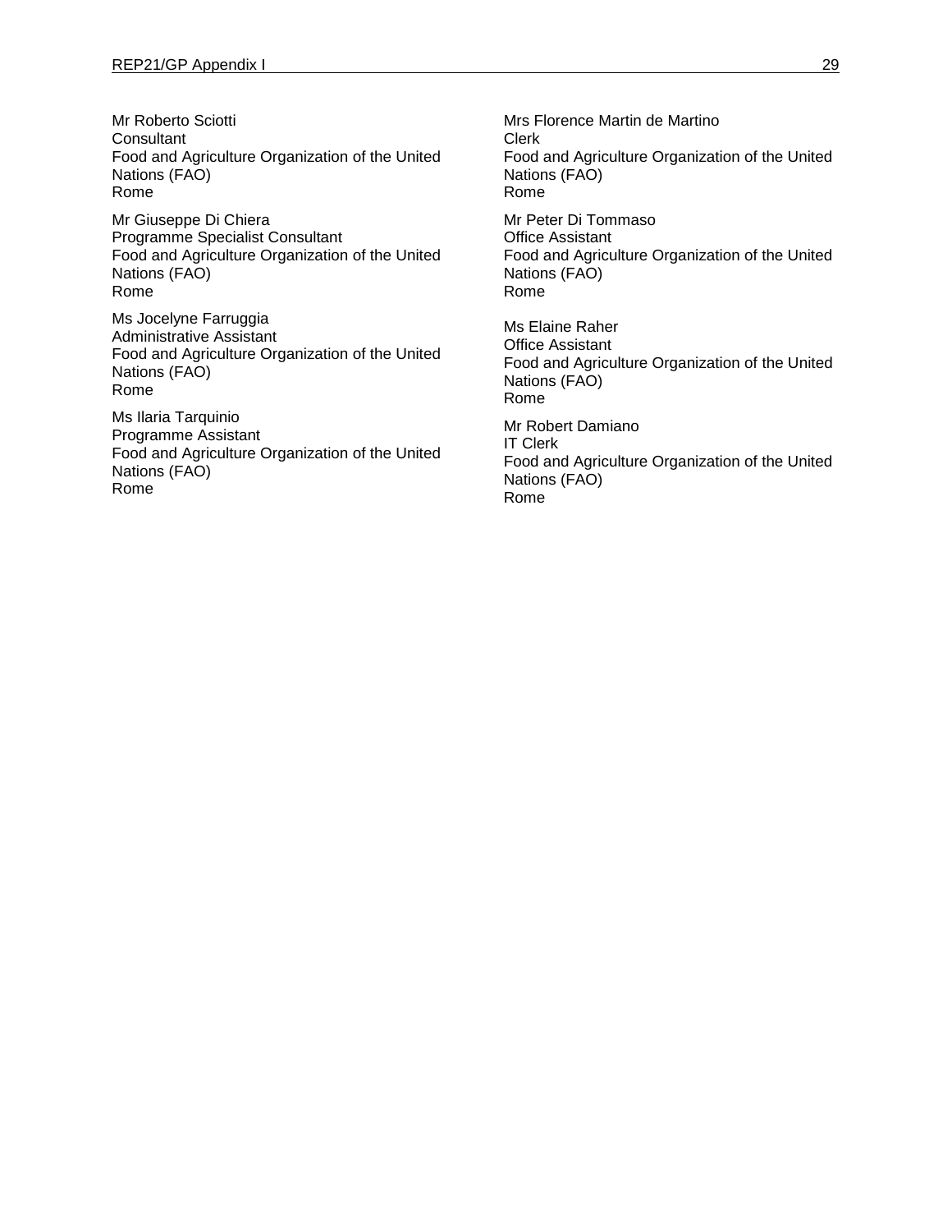Mr Roberto Sciotti
Consultant
Food and Agriculture Organization of the United Nations (FAO)
Rome

Mr Giuseppe Di Chiera
Programme Specialist Consultant
Food and Agriculture Organization of the United Nations (FAO)
Rome

Ms Jocelyne Farruggia
Administrative Assistant
Food and Agriculture Organization of the United Nations (FAO)
Rome

Ms Ilaria Tarquinio
Programme Assistant
Food and Agriculture Organization of the United Nations (FAO)
Rome

Mrs Florence Martin de Martino
Clerk
Food and Agriculture Organization of the United Nations (FAO)
Rome

Mr Peter Di Tommaso
Office Assistant
Food and Agriculture Organization of the United Nations (FAO)
Rome

Ms Elaine Raher
Office Assistant
Food and Agriculture Organization of the United Nations (FAO)
Rome

Mr Robert Damiano
IT Clerk
Food and Agriculture Organization of the United Nations (FAO)
Rome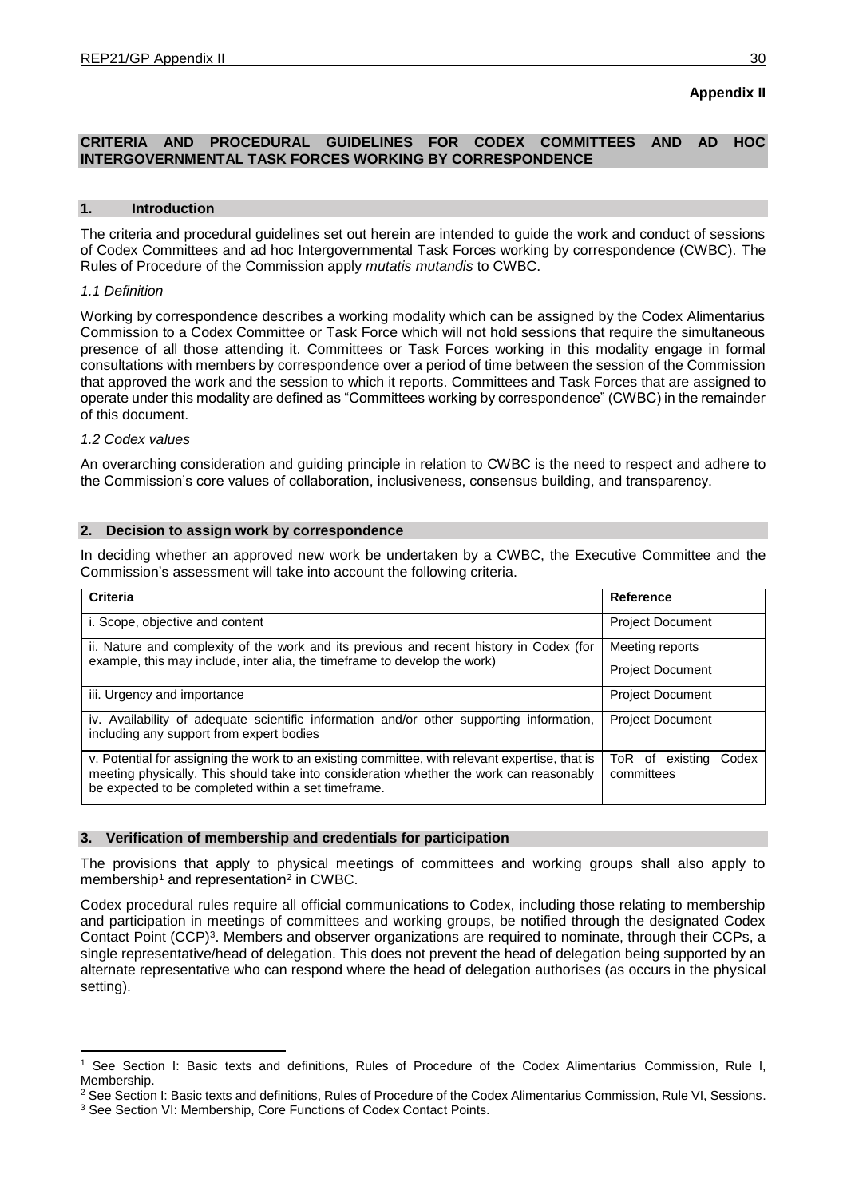**Appendix II**

# CRITERIA AND PROCEDURAL GUIDELINES FOR CODEX COMMITTEES AND AD HOC INTERGOVERNMENTAL TASK FORCES WORKING BY CORRESPONDENCE

## 1. Introduction

The criteria and procedural guidelines set out herein are intended to guide the work and conduct of sessions of Codex Committees and ad hoc Intergovernmental Task Forces working by correspondence (CWBC). The Rules of Procedure of the Commission apply *mutatis mutandis* to CWBC.

### *1.1 Definition*

Working by correspondence describes a working modality which can be assigned by the Codex Alimentarius Commission to a Codex Committee or Task Force which will not hold sessions that require the simultaneous presence of all those attending it. Committees or Task Forces working in this modality engage in formal consultations with members by correspondence over a period of time between the session of the Commission that approved the work and the session to which it reports. Committees and Task Forces that are assigned to operate under this modality are defined as "Committees working by correspondence" (CWBC) in the remainder of this document.

### *1.2 Codex values*

An overarching consideration and guiding principle in relation to CWBC is the need to respect and adhere to the Commission's core values of collaboration, inclusiveness, consensus building, and transparency.

## 2. Decision to assign work by correspondence

In deciding whether an approved new work be undertaken by a CWBC, the Executive Committee and the Commission's assessment will take into account the following criteria.

| Criteria | Reference |
|---|---|
| i. Scope, objective and content | Project Document |
| ii. Nature and complexity of the work and its previous and recent history in Codex (for example, this may include, inter alia, the timeframe to develop the work) | Meeting reports<br>Project Document |
| iii. Urgency and importance | Project Document |
| iv. Availability of adequate scientific information and/or other supporting information, including any support from expert bodies | Project Document |
| v. Potential for assigning the work to an existing committee, with relevant expertise, that is meeting physically. This should take into consideration whether the work can reasonably be expected to be completed within a set timeframe. | ToR of existing Codex committees |

## 3. Verification of membership and credentials for participation

The provisions that apply to physical meetings of committees and working groups shall also apply to membership[1] and representation[2] in CWBC.

Codex procedural rules require all official communications to Codex, including those relating to membership and participation in meetings of committees and working groups, be notified through the designated Codex Contact Point (CCP)[3]. Members and observer organizations are required to nominate, through their CCPs, a single representative/head of delegation. This does not prevent the head of delegation being supported by an alternate representative who can respond where the head of delegation authorises (as occurs in the physical setting).

---

[1] See Section I: Basic texts and definitions, Rules of Procedure of the Codex Alimentarius Commission, Rule I, Membership.

[2] See Section I: Basic texts and definitions, Rules of Procedure of the Codex Alimentarius Commission, Rule VI, Sessions.

[3] See Section VI: Membership, Core Functions of Codex Contact Points.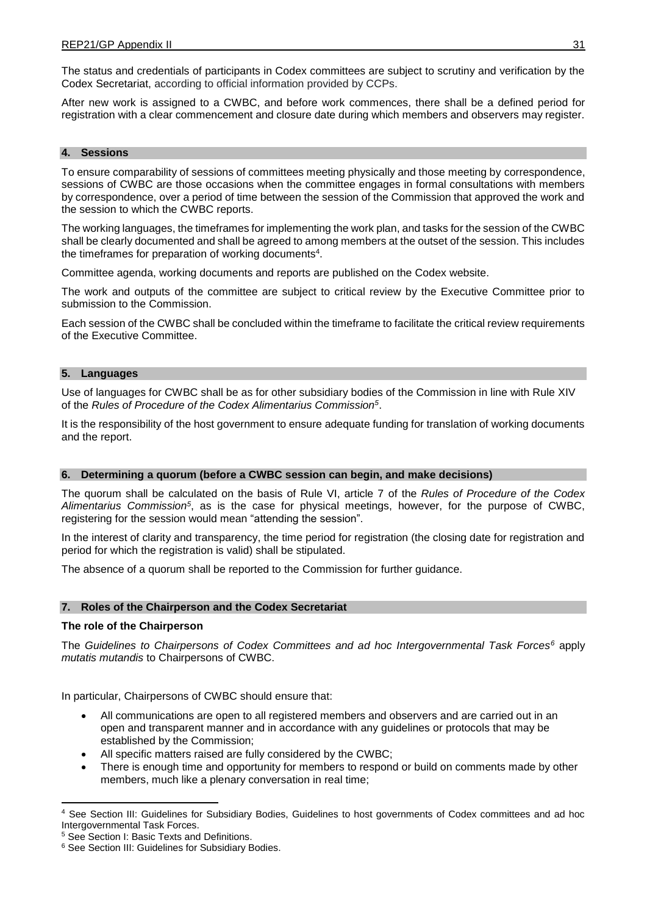The status and credentials of participants in Codex committees are subject to scrutiny and verification by the Codex Secretariat, according to official information provided by CCPs.

After new work is assigned to a CWBC, and before work commences, there shall be a defined period for registration with a clear commencement and closure date during which members and observers may register.

## 4. Sessions

To ensure comparability of sessions of committees meeting physically and those meeting by correspondence, sessions of CWBC are those occasions when the committee engages in formal consultations with members by correspondence, over a period of time between the session of the Commission that approved the work and the session to which the CWBC reports.

The working languages, the timeframes for implementing the work plan, and tasks for the session of the CWBC shall be clearly documented and shall be agreed to among members at the outset of the session. This includes the timeframes for preparation of working documents[4].

Committee agenda, working documents and reports are published on the Codex website.

The work and outputs of the committee are subject to critical review by the Executive Committee prior to submission to the Commission.

Each session of the CWBC shall be concluded within the timeframe to facilitate the critical review requirements of the Executive Committee.

## 5. Languages

Use of languages for CWBC shall be as for other subsidiary bodies of the Commission in line with Rule XIV of the *Rules of Procedure of the Codex Alimentarius Commission*[5].

It is the responsibility of the host government to ensure adequate funding for translation of working documents and the report.

## 6. Determining a quorum (before a CWBC session can begin, and make decisions)

The quorum shall be calculated on the basis of Rule VI, article 7 of the *Rules of Procedure of the Codex Alimentarius Commission*[5], as is the case for physical meetings, however, for the purpose of CWBC, registering for the session would mean "attending the session".

In the interest of clarity and transparency, the time period for registration (the closing date for registration and period for which the registration is valid) shall be stipulated.

The absence of a quorum shall be reported to the Commission for further guidance.

## 7. Roles of the Chairperson and the Codex Secretariat

### The role of the Chairperson

The *Guidelines to Chairpersons of Codex Committees and ad hoc Intergovernmental Task Forces*[6] apply *mutatis mutandis* to Chairpersons of CWBC.

In particular, Chairpersons of CWBC should ensure that:

- All communications are open to all registered members and observers and are carried out in an open and transparent manner and in accordance with any guidelines or protocols that may be established by the Commission;
- All specific matters raised are fully considered by the CWBC;
- There is enough time and opportunity for members to respond or build on comments made by other members, much like a plenary conversation in real time;

---

[4] See Section III: Guidelines for Subsidiary Bodies, Guidelines to host governments of Codex committees and ad hoc Intergovernmental Task Forces.

[5] See Section I: Basic Texts and Definitions.

[6] See Section III: Guidelines for Subsidiary Bodies.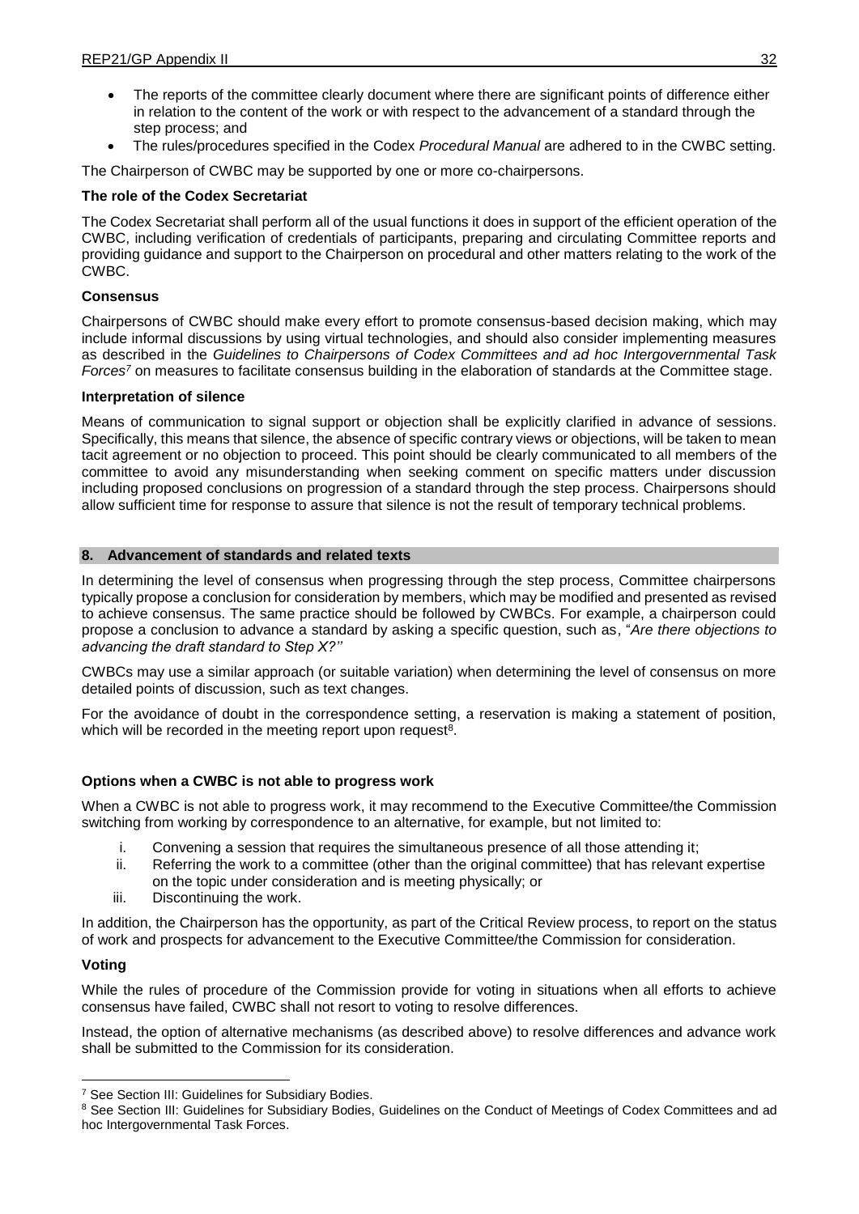- The reports of the committee clearly document where there are significant points of difference either in relation to the content of the work or with respect to the advancement of a standard through the step process; and
- The rules/procedures specified in the Codex *Procedural Manual* are adhered to in the CWBC setting.

The Chairperson of CWBC may be supported by one or more co-chairpersons.

**The role of the Codex Secretariat**

The Codex Secretariat shall perform all of the usual functions it does in support of the efficient operation of the CWBC, including verification of credentials of participants, preparing and circulating Committee reports and providing guidance and support to the Chairperson on procedural and other matters relating to the work of the CWBC.

**Consensus**

Chairpersons of CWBC should make every effort to promote consensus-based decision making, which may include informal discussions by using virtual technologies, and should also consider implementing measures as described in the *Guidelines to Chairpersons of Codex Committees and ad hoc Intergovernmental Task Forces*[7] on measures to facilitate consensus building in the elaboration of standards at the Committee stage.

**Interpretation of silence**

Means of communication to signal support or objection shall be explicitly clarified in advance of sessions. Specifically, this means that silence, the absence of specific contrary views or objections, will be taken to mean tacit agreement or no objection to proceed. This point should be clearly communicated to all members of the committee to avoid any misunderstanding when seeking comment on specific matters under discussion including proposed conclusions on progression of a standard through the step process. Chairpersons should allow sufficient time for response to assure that silence is not the result of temporary technical problems.

## 8. Advancement of standards and related texts

In determining the level of consensus when progressing through the step process, Committee chairpersons typically propose a conclusion for consideration by members, which may be modified and presented as revised to achieve consensus. The same practice should be followed by CWBCs. For example, a chairperson could propose a conclusion to advance a standard by asking a specific question, such as, "*Are there objections to advancing the draft standard to Step X?*"

CWBCs may use a similar approach (or suitable variation) when determining the level of consensus on more detailed points of discussion, such as text changes.

For the avoidance of doubt in the correspondence setting, a reservation is making a statement of position, which will be recorded in the meeting report upon request[8].

**Options when a CWBC is not able to progress work**

When a CWBC is not able to progress work, it may recommend to the Executive Committee/the Commission switching from working by correspondence to an alternative, for example, but not limited to:

i. Convening a session that requires the simultaneous presence of all those attending it;
ii. Referring the work to a committee (other than the original committee) that has relevant expertise on the topic under consideration and is meeting physically; or
iii. Discontinuing the work.

In addition, the Chairperson has the opportunity, as part of the Critical Review process, to report on the status of work and prospects for advancement to the Executive Committee/the Commission for consideration.

**Voting**

While the rules of procedure of the Commission provide for voting in situations when all efforts to achieve consensus have failed, CWBC shall not resort to voting to resolve differences.

Instead, the option of alternative mechanisms (as described above) to resolve differences and advance work shall be submitted to the Commission for its consideration.

---

[7] See Section III: Guidelines for Subsidiary Bodies.

[8] See Section III: Guidelines for Subsidiary Bodies, Guidelines on the Conduct of Meetings of Codex Committees and ad hoc Intergovernmental Task Forces.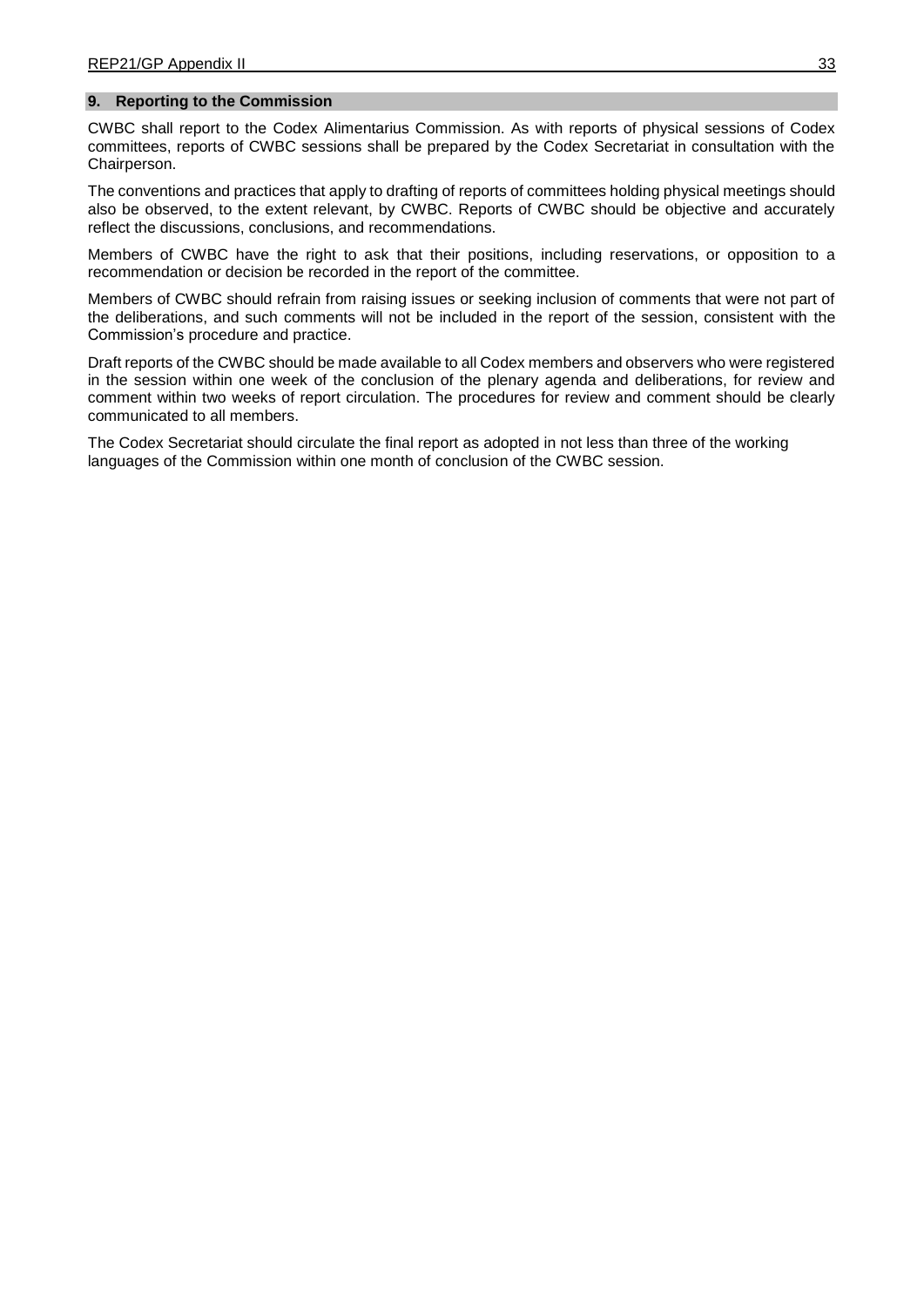## 9. Reporting to the Commission

CWBC shall report to the Codex Alimentarius Commission. As with reports of physical sessions of Codex committees, reports of CWBC sessions shall be prepared by the Codex Secretariat in consultation with the Chairperson.

The conventions and practices that apply to drafting of reports of committees holding physical meetings should also be observed, to the extent relevant, by CWBC. Reports of CWBC should be objective and accurately reflect the discussions, conclusions, and recommendations.

Members of CWBC have the right to ask that their positions, including reservations, or opposition to a recommendation or decision be recorded in the report of the committee.

Members of CWBC should refrain from raising issues or seeking inclusion of comments that were not part of the deliberations, and such comments will not be included in the report of the session, consistent with the Commission's procedure and practice.

Draft reports of the CWBC should be made available to all Codex members and observers who were registered in the session within one week of the conclusion of the plenary agenda and deliberations, for review and comment within two weeks of report circulation. The procedures for review and comment should be clearly communicated to all members.

The Codex Secretariat should circulate the final report as adopted in not less than three of the working languages of the Commission within one month of conclusion of the CWBC session.